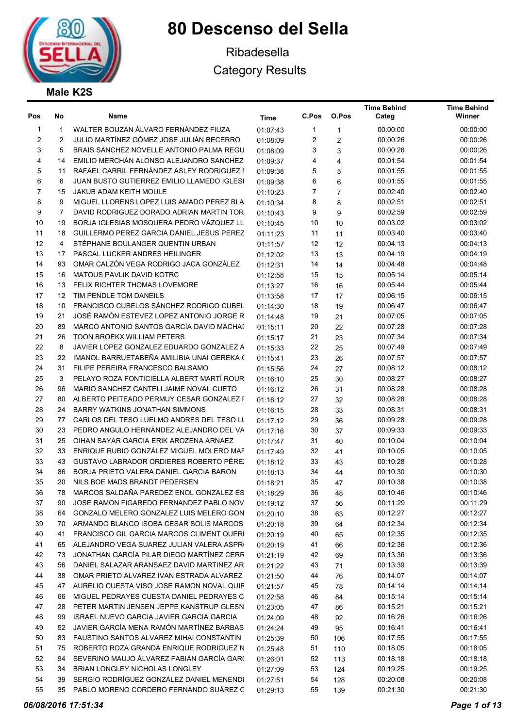# 80 Descenso del Sella

Ribadesella

Category Results

## Male K2S

| Pos | No | Name | Time | C.Pos | O.Pos | Time Behind Categ | Time Behind Winner |
|---|---|---|---|---|---|---|---|
| 1 | 1 | WALTER BOUZÁN ÁLVARO FERNÁNDEZ FIUZA | 01:07:43 | 1 | 1 | 00:00:00 | 00:00:00 |
| 2 | 2 | JULIO MARTÍNEZ GÓMEZ JOSE JULIÁN BECERRO | 01:08:09 | 2 | 2 | 00:00:26 | 00:00:26 |
| 3 | 5 | BRAIS SÁNCHEZ NOVELLE ANTONIO PALMA REGU | 01:08:09 | 3 | 3 | 00:00:26 | 00:00:26 |
| 4 | 14 | EMILIO MERCHÁN ALONSO ALEJANDRO SANCHEZ | 01:09:37 | 4 | 4 | 00:01:54 | 00:01:54 |
| 5 | 11 | RAFAEL CARRIL FERNÁNDEZ ASLEY RODRIGUEZ I | 01:09:38 | 5 | 5 | 00:01:55 | 00:01:55 |
| 6 | 6 | JUAN BUSTO GUTIERREZ EMILIO LLAMEDO IGLESI | 01:09:38 | 6 | 6 | 00:01:55 | 00:01:55 |
| 7 | 15 | JAKUB ADAM KEITH MOULE | 01:10:23 | 7 | 7 | 00:02:40 | 00:02:40 |
| 8 | 9 | MIGUEL LLORENS LOPEZ LUIS AMADO PEREZ BLA | 01:10:34 | 8 | 8 | 00:02:51 | 00:02:51 |
| 9 | 7 | DAVID RODRIGUEZ DORADO ADRIAN MARTIN TOR | 01:10:43 | 9 | 9 | 00:02:59 | 00:02:59 |
| 10 | 19 | BORJA IGLESIAS MOSQUERA PEDRO VÁZQUEZ LL | 01:10:45 | 10 | 10 | 00:03:02 | 00:03:02 |
| 11 | 18 | GUILLERMO PEREZ GARCIA DANIEL JESUS PEREZ | 01:11:23 | 11 | 11 | 00:03:40 | 00:03:40 |
| 12 | 4 | STÉPHANE BOULANGER QUENTIN URBAN | 01:11:57 | 12 | 12 | 00:04:13 | 00:04:13 |
| 13 | 17 | PASCAL LUCKER ANDRES HEILINGER | 01:12:02 | 13 | 13 | 00:04:19 | 00:04:19 |
| 14 | 93 | OMAR CALZÓN VEGA RODRIGO JACA GONZÁLEZ | 01:12:31 | 14 | 14 | 00:04:48 | 00:04:48 |
| 15 | 16 | MATOUS PAVLIK DAVID KOTRC | 01:12:58 | 15 | 15 | 00:05:14 | 00:05:14 |
| 16 | 13 | FELIX RICHTER THOMAS LOVEMORE | 01:13:27 | 16 | 16 | 00:05:44 | 00:05:44 |
| 17 | 12 | TIM PENDLE TOM DANEILS | 01:13:58 | 17 | 17 | 00:06:15 | 00:06:15 |
| 18 | 10 | FRANCISCO CUBELOS SÁNCHEZ RODRIGO CUBEL | 01:14:30 | 18 | 19 | 00:06:47 | 00:06:47 |
| 19 | 21 | JOSÉ RAMÓN ESTEVEZ LOPEZ ANTONIO JORGE R | 01:14:48 | 19 | 21 | 00:07:05 | 00:07:05 |
| 20 | 89 | MARCO ANTONIO SANTOS GARCÍA DAVID MACHAI | 01:15:11 | 20 | 22 | 00:07:28 | 00:07:28 |
| 21 | 26 | TOON BROEKX WILLIAM PETERS | 01:15:17 | 21 | 23 | 00:07:34 | 00:07:34 |
| 22 | 8 | JAVIER LOPEZ GONZALEZ EDUARDO GONZALEZ A | 01:15:33 | 22 | 25 | 00:07:49 | 00:07:49 |
| 23 | 22 | IMANOL BARRUETABEÑA AMILIBIA UNAI GEREKA ( | 01:15:41 | 23 | 26 | 00:07:57 | 00:07:57 |
| 24 | 31 | FILIPE PEREIRA FRANCESCO BALSAMO | 01:15:56 | 24 | 27 | 00:08:12 | 00:08:12 |
| 25 | 3 | PELAYO ROZA FONTICIELLA ALBERT MARTÍ ROUR | 01:16:10 | 25 | 30 | 00:08:27 | 00:08:27 |
| 26 | 96 | MARIO SANCHEZ CANTELI JAIME NOVAL CUETO | 01:16:12 | 26 | 31 | 00:08:28 | 00:08:28 |
| 27 | 80 | ALBERTO PEITEADO PERMUY CESAR GONZALEZ F | 01:16:12 | 27 | 32 | 00:08:28 | 00:08:28 |
| 28 | 24 | BARRY WATKINS JONATHAN SIMMONS | 01:16:15 | 28 | 33 | 00:08:31 | 00:08:31 |
| 29 | 77 | CARLOS DEL TESO LUELMO ANDRES DEL TESO LU | 01:17:12 | 29 | 36 | 00:09:28 | 00:09:28 |
| 30 | 23 | PEDRO ANGULO HERNÁNDEZ ALEJANDRO DEL VA | 01:17:16 | 30 | 37 | 00:09:33 | 00:09:33 |
| 31 | 25 | OIHAN SAYAR GARCIA ERIK AROZENA ARNAEZ | 01:17:47 | 31 | 40 | 00:10:04 | 00:10:04 |
| 32 | 33 | ENRIQUE RUBIO GONZÁLEZ MIGUEL MOLERO MAF | 01:17:49 | 32 | 41 | 00:10:05 | 00:10:05 |
| 33 | 43 | GUSTAVO LABRADOR ORDIERES ROBERTO PÉRE. | 01:18:12 | 33 | 43 | 00:10:28 | 00:10:28 |
| 34 | 86 | BORJA PRIETO VALERA DANIEL GARCIA BARON | 01:18:13 | 34 | 44 | 00:10:30 | 00:10:30 |
| 35 | 20 | NILS BOE MADS BRANDT PEDERSEN | 01:18:21 | 35 | 47 | 00:10:38 | 00:10:38 |
| 36 | 78 | MARCOS SALDAÑA PAREDEZ ENOL GONZALEZ ES | 01:18:29 | 36 | 48 | 00:10:46 | 00:10:46 |
| 37 | 90 | JOSE RAMON FIGAREDO FERNANDEZ PABLO NOV | 01:19:12 | 37 | 56 | 00:11:29 | 00:11:29 |
| 38 | 64 | GONZALO MELERO GONZALEZ LUIS MELERO GON | 01:20:10 | 38 | 63 | 00:12:27 | 00:12:27 |
| 39 | 70 | ARMANDO BLANCO ISOBA CESAR SOLIS MARCOS | 01:20:18 | 39 | 64 | 00:12:34 | 00:12:34 |
| 40 | 41 | FRANCISCO GIL GARCIA MARCOS CLIMENT QUERI | 01:20:19 | 40 | 65 | 00:12:35 | 00:12:35 |
| 41 | 65 | ALEJANDRO VEGA SUAREZ JULIAN VALERA ASPR( | 01:20:19 | 41 | 66 | 00:12:36 | 00:12:36 |
| 42 | 73 | JONATHAN GARCÍA PILAR DIEGO MARTÍNEZ CERR | 01:21:19 | 42 | 69 | 00:13:36 | 00:13:36 |
| 43 | 56 | DANIEL SALAZAR ARANSAEZ DAVID MARTINEZ AR | 01:21:22 | 43 | 71 | 00:13:39 | 00:13:39 |
| 44 | 38 | OMAR PRIETO ALVAREZ IVAN ESTRADA ALVAREZ | 01:21:50 | 44 | 76 | 00:14:07 | 00:14:07 |
| 45 | 47 | AURELIO CUESTA VISO JOSE RAMON NOVAL QUIF | 01:21:57 | 45 | 78 | 00:14:14 | 00:14:14 |
| 46 | 66 | MIGUEL PEDRAYES CUESTA DANIEL PEDRAYES C | 01:22:58 | 46 | 84 | 00:15:14 | 00:15:14 |
| 47 | 28 | PETER MARTIN JENSEN JEPPE KANSTRUP GLESN | 01:23:05 | 47 | 86 | 00:15:21 | 00:15:21 |
| 48 | 99 | ISRAEL NUEVO GARCIA JAVIER GARCIA GARCIA | 01:24:09 | 48 | 92 | 00:16:26 | 00:16:26 |
| 49 | 52 | JAVIER GARCÍA MENA RAMÓN MARTÍNEZ BARBAS | 01:24:24 | 49 | 95 | 00:16:41 | 00:16:41 |
| 50 | 83 | FAUSTINO SANTOS ALVAREZ MIHAI CONSTANTIN | 01:25:39 | 50 | 106 | 00:17:55 | 00:17:55 |
| 51 | 75 | ROBERTO ROZA GRANDA ENRIQUE RODRIGUEZ N | 01:25:48 | 51 | 110 | 00:18:05 | 00:18:05 |
| 52 | 94 | SEVERINO MAUJO ÁLVAREZ FABIÁN GARCÍA GAR( | 01:26:01 | 52 | 113 | 00:18:18 | 00:18:18 |
| 53 | 34 | BRIAN LONGLEY NICHOLAS LONGLEY | 01:27:09 | 53 | 124 | 00:19:25 | 00:19:25 |
| 54 | 39 | SERGIO RODRÍGUEZ GONZÁLEZ DANIEL MENENDI | 01:27:51 | 54 | 128 | 00:20:08 | 00:20:08 |
| 55 | 35 | PABLO MORENO CORDERO FERNANDO SUÁREZ G | 01:29:13 | 55 | 139 | 00:21:30 | 00:21:30 |

*06/08/2016 17:51:34*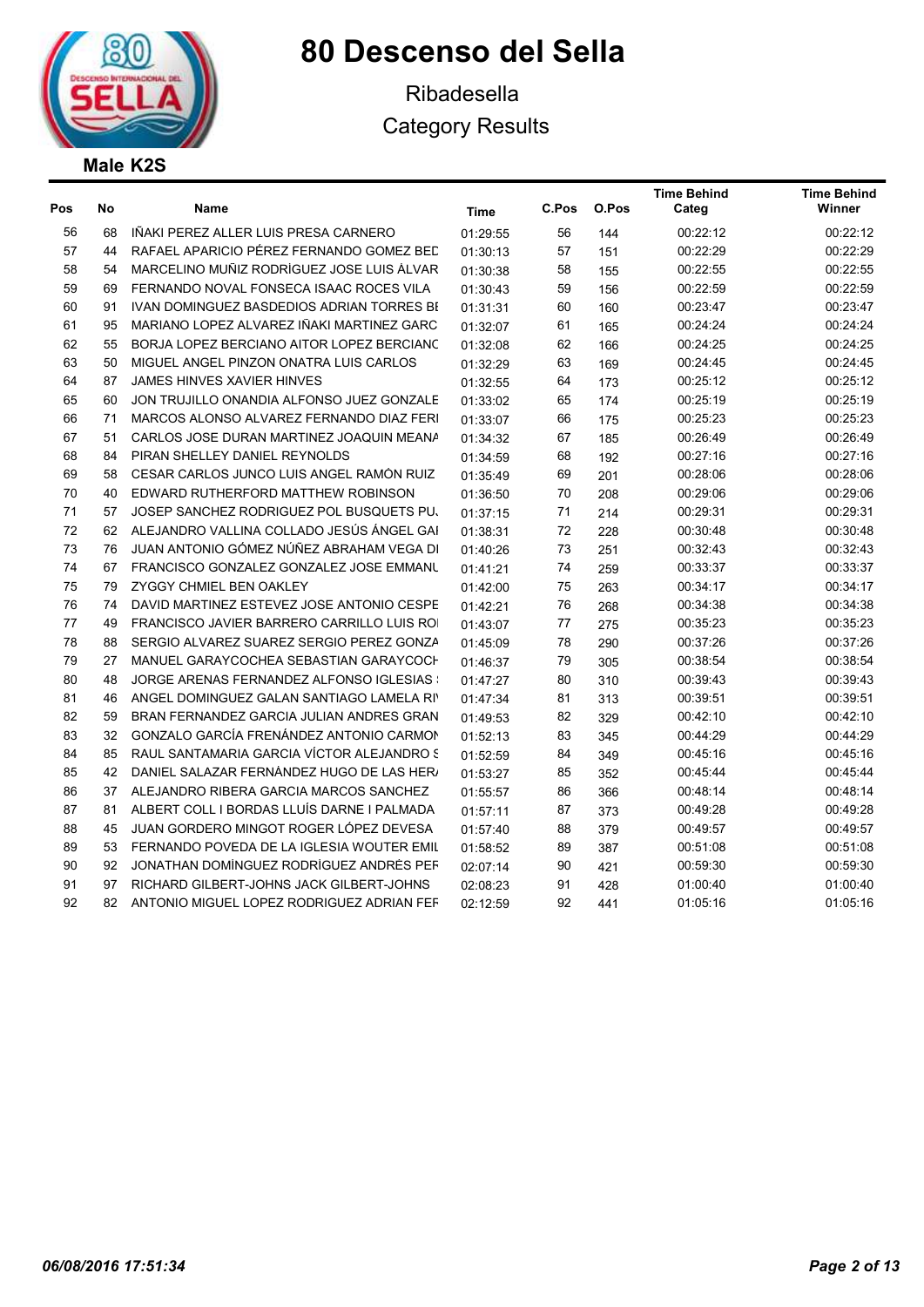# 80 Descenso del Sella

Ribadesella

Category Results

## Male K2S

| Pos | No | Name | Time | C.Pos | O.Pos | Time Behind Categ | Time Behind Winner |
|---|---|---|---|---|---|---|---|
| 56 | 68 | IÑAKI PEREZ ALLER LUIS PRESA CARNERO | 01:29:55 | 56 | 144 | 00:22:12 | 00:22:12 |
| 57 | 44 | RAFAEL APARICIO PÉREZ FERNANDO GOMEZ BEC | 01:30:13 | 57 | 151 | 00:22:29 | 00:22:29 |
| 58 | 54 | MARCELINO MUÑIZ RODRÍGUEZ JOSE LUIS ÁLVAR | 01:30:38 | 58 | 155 | 00:22:55 | 00:22:55 |
| 59 | 69 | FERNANDO NOVAL FONSECA ISAAC ROCES VILA | 01:30:43 | 59 | 156 | 00:22:59 | 00:22:59 |
| 60 | 91 | IVAN DOMINGUEZ BASDEDIOS ADRIAN TORRES BE | 01:31:31 | 60 | 160 | 00:23:47 | 00:23:47 |
| 61 | 95 | MARIANO LOPEZ ALVAREZ IÑAKI MARTINEZ GARC | 01:32:07 | 61 | 165 | 00:24:24 | 00:24:24 |
| 62 | 55 | BORJA LOPEZ BERCIANO AITOR LOPEZ BERCIANO | 01:32:08 | 62 | 166 | 00:24:25 | 00:24:25 |
| 63 | 50 | MIGUEL ANGEL PINZON ONATRA LUIS CARLOS | 01:32:29 | 63 | 169 | 00:24:45 | 00:24:45 |
| 64 | 87 | JAMES HINVES XAVIER HINVES | 01:32:55 | 64 | 173 | 00:25:12 | 00:25:12 |
| 65 | 60 | JON TRUJILLO ONANDIA ALFONSO JUEZ GONZALE | 01:33:02 | 65 | 174 | 00:25:19 | 00:25:19 |
| 66 | 71 | MARCOS ALONSO ALVAREZ FERNANDO DIAZ FERI | 01:33:07 | 66 | 175 | 00:25:23 | 00:25:23 |
| 67 | 51 | CARLOS JOSE DURAN MARTINEZ JOAQUIN MEANA | 01:34:32 | 67 | 185 | 00:26:49 | 00:26:49 |
| 68 | 84 | PIRAN SHELLEY DANIEL REYNOLDS | 01:34:59 | 68 | 192 | 00:27:16 | 00:27:16 |
| 69 | 58 | CESAR CARLOS JUNCO LUIS ANGEL RAMÓN RUIZ | 01:35:49 | 69 | 201 | 00:28:06 | 00:28:06 |
| 70 | 40 | EDWARD RUTHERFORD MATTHEW ROBINSON | 01:36:50 | 70 | 208 | 00:29:06 | 00:29:06 |
| 71 | 57 | JOSEP SANCHEZ RODRIGUEZ POL BUSQUETS PUJ | 01:37:15 | 71 | 214 | 00:29:31 | 00:29:31 |
| 72 | 62 | ALEJANDRO VALLINA COLLADO JESÚS ÁNGEL GAI | 01:38:31 | 72 | 228 | 00:30:48 | 00:30:48 |
| 73 | 76 | JUAN ANTONIO GÓMEZ NÚÑEZ ABRAHAM VEGA DI | 01:40:26 | 73 | 251 | 00:32:43 | 00:32:43 |
| 74 | 67 | FRANCISCO GONZALEZ GONZALEZ JOSE EMMANU | 01:41:21 | 74 | 259 | 00:33:37 | 00:33:37 |
| 75 | 79 | ZYGGY CHMIEL BEN OAKLEY | 01:42:00 | 75 | 263 | 00:34:17 | 00:34:17 |
| 76 | 74 | DAVID MARTINEZ ESTEVEZ JOSE ANTONIO CESPE | 01:42:21 | 76 | 268 | 00:34:38 | 00:34:38 |
| 77 | 49 | FRANCISCO JAVIER BARRERO CARRILLO LUIS RO | 01:43:07 | 77 | 275 | 00:35:23 | 00:35:23 |
| 78 | 88 | SERGIO ALVAREZ SUAREZ SERGIO PEREZ GONZA | 01:45:09 | 78 | 290 | 00:37:26 | 00:37:26 |
| 79 | 27 | MANUEL GARAYCOCHEA SEBASTIAN GARAYCOCH | 01:46:37 | 79 | 305 | 00:38:54 | 00:38:54 |
| 80 | 48 | JORGE ARENAS FERNANDEZ ALFONSO IGLESIAS S | 01:47:27 | 80 | 310 | 00:39:43 | 00:39:43 |
| 81 | 46 | ANGEL DOMINGUEZ GALAN SANTIAGO LAMELA RI | 01:47:34 | 81 | 313 | 00:39:51 | 00:39:51 |
| 82 | 59 | BRAN FERNANDEZ GARCIA JULIAN ANDRES GRAN | 01:49:53 | 82 | 329 | 00:42:10 | 00:42:10 |
| 83 | 32 | GONZALO GARCÍA FRENÁNDEZ ANTONIO CARMON | 01:52:13 | 83 | 345 | 00:44:29 | 00:44:29 |
| 84 | 85 | RAUL SANTAMARIA GARCIA VÍCTOR ALEJANDRO S | 01:52:59 | 84 | 349 | 00:45:16 | 00:45:16 |
| 85 | 42 | DANIEL SALAZAR FERNÁNDEZ HUGO DE LAS HER | 01:53:27 | 85 | 352 | 00:45:44 | 00:45:44 |
| 86 | 37 | ALEJANDRO RIBERA GARCIA MARCOS SANCHEZ | 01:55:57 | 86 | 366 | 00:48:14 | 00:48:14 |
| 87 | 81 | ALBERT COLL I BORDAS LLUÍS DARNE I PALMADA | 01:57:11 | 87 | 373 | 00:49:28 | 00:49:28 |
| 88 | 45 | JUAN GORDERO MINGOT ROGER LÓPEZ DEVESA | 01:57:40 | 88 | 379 | 00:49:57 | 00:49:57 |
| 89 | 53 | FERNANDO POVEDA DE LA IGLESIA WOUTER EMIL | 01:58:52 | 89 | 387 | 00:51:08 | 00:51:08 |
| 90 | 92 | JONATHAN DOMÍNGUEZ RODRÍGUEZ ANDRÉS PEF | 02:07:14 | 90 | 421 | 00:59:30 | 00:59:30 |
| 91 | 97 | RICHARD GILBERT-JOHNS JACK GILBERT-JOHNS | 02:08:23 | 91 | 428 | 01:00:40 | 01:00:40 |
| 92 | 82 | ANTONIO MIGUEL LOPEZ RODRIGUEZ ADRIAN FEF | 02:12:59 | 92 | 441 | 01:05:16 | 01:05:16 |

*06/08/2016 17:51:34*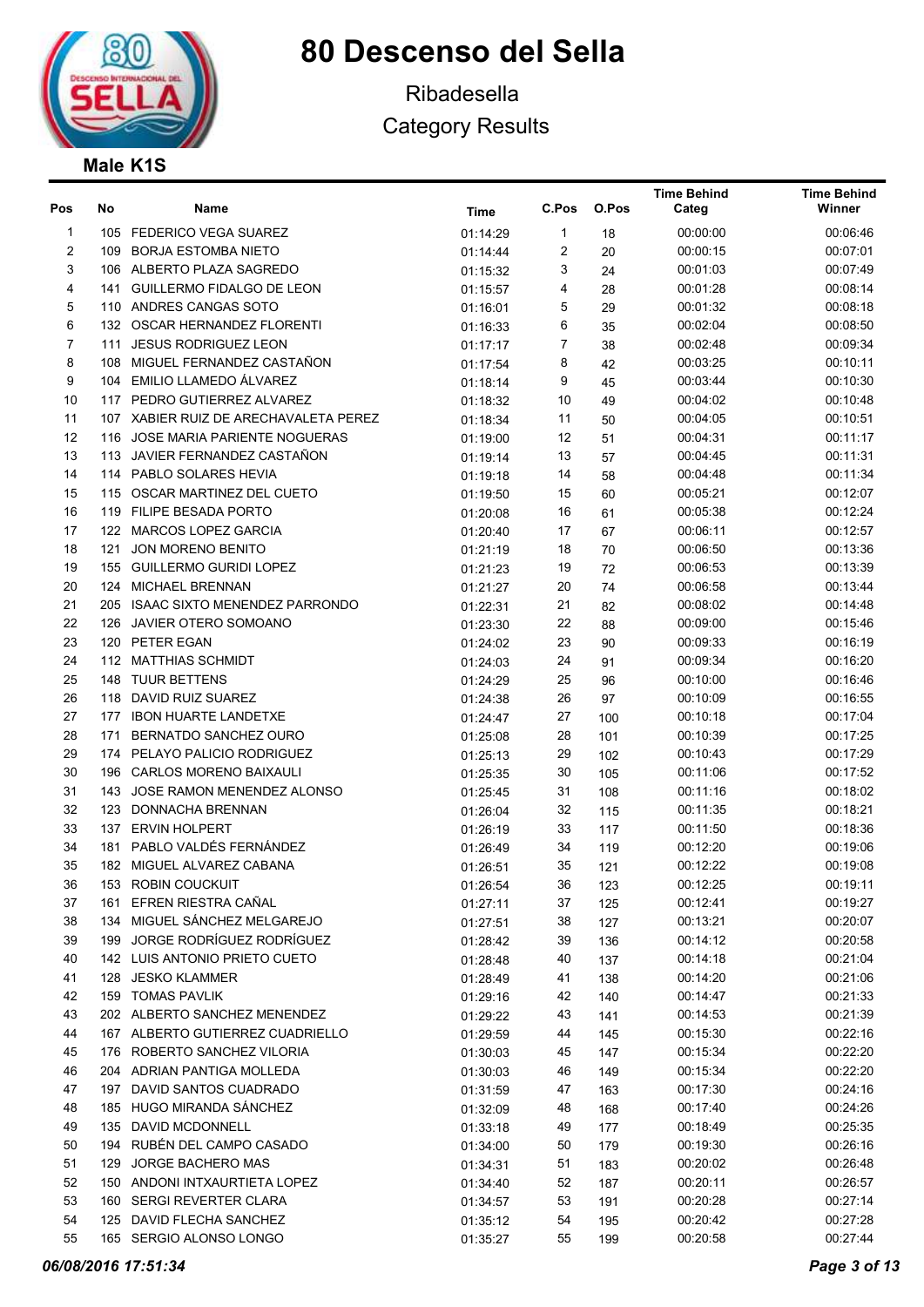# 80 Descenso del Sella

Ribadesella

Category Results

## Male K1S

| Pos | No | Name | Time | C.Pos | O.Pos | Time Behind Categ | Time Behind Winner |
|---|---|---|---|---|---|---|---|
| 1 | 105 | FEDERICO VEGA SUAREZ | 01:14:29 | 1 | 18 | 00:00:00 | 00:06:46 |
| 2 | 109 | BORJA ESTOMBA NIETO | 01:14:44 | 2 | 20 | 00:00:15 | 00:07:01 |
| 3 | 106 | ALBERTO PLAZA SAGREDO | 01:15:32 | 3 | 24 | 00:01:03 | 00:07:49 |
| 4 | 141 | GUILLERMO FIDALGO DE LEON | 01:15:57 | 4 | 28 | 00:01:28 | 00:08:14 |
| 5 | 110 | ANDRES CANGAS SOTO | 01:16:01 | 5 | 29 | 00:01:32 | 00:08:18 |
| 6 | 132 | OSCAR HERNANDEZ FLORENTI | 01:16:33 | 6 | 35 | 00:02:04 | 00:08:50 |
| 7 | 111 | JESUS RODRIGUEZ LEON | 01:17:17 | 7 | 38 | 00:02:48 | 00:09:34 |
| 8 | 108 | MIGUEL FERNANDEZ CASTAÑON | 01:17:54 | 8 | 42 | 00:03:25 | 00:10:11 |
| 9 | 104 | EMILIO LLAMEDO ÁLVAREZ | 01:18:14 | 9 | 45 | 00:03:44 | 00:10:30 |
| 10 | 117 | PEDRO GUTIERREZ ALVAREZ | 01:18:32 | 10 | 49 | 00:04:02 | 00:10:48 |
| 11 | 107 | XABIER RUIZ DE ARECHAVALETA PEREZ | 01:18:34 | 11 | 50 | 00:04:05 | 00:10:51 |
| 12 | 116 | JOSE MARIA PARIENTE NOGUERAS | 01:19:00 | 12 | 51 | 00:04:31 | 00:11:17 |
| 13 | 113 | JAVIER FERNANDEZ CASTAÑON | 01:19:14 | 13 | 57 | 00:04:45 | 00:11:31 |
| 14 | 114 | PABLO SOLARES HEVIA | 01:19:18 | 14 | 58 | 00:04:48 | 00:11:34 |
| 15 | 115 | OSCAR MARTINEZ DEL CUETO | 01:19:50 | 15 | 60 | 00:05:21 | 00:12:07 |
| 16 | 119 | FILIPE BESADA PORTO | 01:20:08 | 16 | 61 | 00:05:38 | 00:12:24 |
| 17 | 122 | MARCOS LOPEZ GARCIA | 01:20:40 | 17 | 67 | 00:06:11 | 00:12:57 |
| 18 | 121 | JON MORENO BENITO | 01:21:19 | 18 | 70 | 00:06:50 | 00:13:36 |
| 19 | 155 | GUILLERMO GURIDI LOPEZ | 01:21:23 | 19 | 72 | 00:06:53 | 00:13:39 |
| 20 | 124 | MICHAEL BRENNAN | 01:21:27 | 20 | 74 | 00:06:58 | 00:13:44 |
| 21 | 205 | ISAAC SIXTO MENENDEZ PARRONDO | 01:22:31 | 21 | 82 | 00:08:02 | 00:14:48 |
| 22 | 126 | JAVIER OTERO SOMOANO | 01:23:30 | 22 | 88 | 00:09:00 | 00:15:46 |
| 23 | 120 | PETER EGAN | 01:24:02 | 23 | 90 | 00:09:33 | 00:16:19 |
| 24 | 112 | MATTHIAS SCHMIDT | 01:24:03 | 24 | 91 | 00:09:34 | 00:16:20 |
| 25 | 148 | TUUR BETTENS | 01:24:29 | 25 | 96 | 00:10:00 | 00:16:46 |
| 26 | 118 | DAVID RUIZ SUAREZ | 01:24:38 | 26 | 97 | 00:10:09 | 00:16:55 |
| 27 | 177 | IBON HUARTE LANDETXE | 01:24:47 | 27 | 100 | 00:10:18 | 00:17:04 |
| 28 | 171 | BERNATDO SANCHEZ OURO | 01:25:08 | 28 | 101 | 00:10:39 | 00:17:25 |
| 29 | 174 | PELAYO PALICIO RODRIGUEZ | 01:25:13 | 29 | 102 | 00:10:43 | 00:17:29 |
| 30 | 196 | CARLOS MORENO BAIXAULI | 01:25:35 | 30 | 105 | 00:11:06 | 00:17:52 |
| 31 | 143 | JOSE RAMON MENENDEZ ALONSO | 01:25:45 | 31 | 108 | 00:11:16 | 00:18:02 |
| 32 | 123 | DONNACHA BRENNAN | 01:26:04 | 32 | 115 | 00:11:35 | 00:18:21 |
| 33 | 137 | ERVIN HOLPERT | 01:26:19 | 33 | 117 | 00:11:50 | 00:18:36 |
| 34 | 181 | PABLO VALDÉS FERNÁNDEZ | 01:26:49 | 34 | 119 | 00:12:20 | 00:19:06 |
| 35 | 182 | MIGUEL ALVAREZ CABANA | 01:26:51 | 35 | 121 | 00:12:22 | 00:19:08 |
| 36 | 153 | ROBIN COUCKUIT | 01:26:54 | 36 | 123 | 00:12:25 | 00:19:11 |
| 37 | 161 | EFREN RIESTRA CAÑAL | 01:27:11 | 37 | 125 | 00:12:41 | 00:19:27 |
| 38 | 134 | MIGUEL SÁNCHEZ MELGAREJO | 01:27:51 | 38 | 127 | 00:13:21 | 00:20:07 |
| 39 | 199 | JORGE RODRÍGUEZ RODRÍGUEZ | 01:28:42 | 39 | 136 | 00:14:12 | 00:20:58 |
| 40 | 142 | LUIS ANTONIO PRIETO CUETO | 01:28:48 | 40 | 137 | 00:14:18 | 00:21:04 |
| 41 | 128 | JESKO KLAMMER | 01:28:49 | 41 | 138 | 00:14:20 | 00:21:06 |
| 42 | 159 | TOMAS PAVLIK | 01:29:16 | 42 | 140 | 00:14:47 | 00:21:33 |
| 43 | 202 | ALBERTO SANCHEZ MENENDEZ | 01:29:22 | 43 | 141 | 00:14:53 | 00:21:39 |
| 44 | 167 | ALBERTO GUTIERREZ CUADRIELLO | 01:29:59 | 44 | 145 | 00:15:30 | 00:22:16 |
| 45 | 176 | ROBERTO SANCHEZ VILORIA | 01:30:03 | 45 | 147 | 00:15:34 | 00:22:20 |
| 46 | 204 | ADRIAN PANTIGA MOLLEDA | 01:30:03 | 46 | 149 | 00:15:34 | 00:22:20 |
| 47 | 197 | DAVID SANTOS CUADRADO | 01:31:59 | 47 | 163 | 00:17:30 | 00:24:16 |
| 48 | 185 | HUGO MIRANDA SÁNCHEZ | 01:32:09 | 48 | 168 | 00:17:40 | 00:24:26 |
| 49 | 135 | DAVID MCDONNELL | 01:33:18 | 49 | 177 | 00:18:49 | 00:25:35 |
| 50 | 194 | RUBÉN DEL CAMPO CASADO | 01:34:00 | 50 | 179 | 00:19:30 | 00:26:16 |
| 51 | 129 | JORGE BACHERO MAS | 01:34:31 | 51 | 183 | 00:20:02 | 00:26:48 |
| 52 | 150 | ANDONI INTXAURTIETA LOPEZ | 01:34:40 | 52 | 187 | 00:20:11 | 00:26:57 |
| 53 | 160 | SERGI REVERTER CLARA | 01:34:57 | 53 | 191 | 00:20:28 | 00:27:14 |
| 54 | 125 | DAVID FLECHA SANCHEZ | 01:35:12 | 54 | 195 | 00:20:42 | 00:27:28 |
| 55 | 165 | SERGIO ALONSO LONGO | 01:35:27 | 55 | 199 | 00:20:58 | 00:27:44 |

*06/08/2016 17:51:34*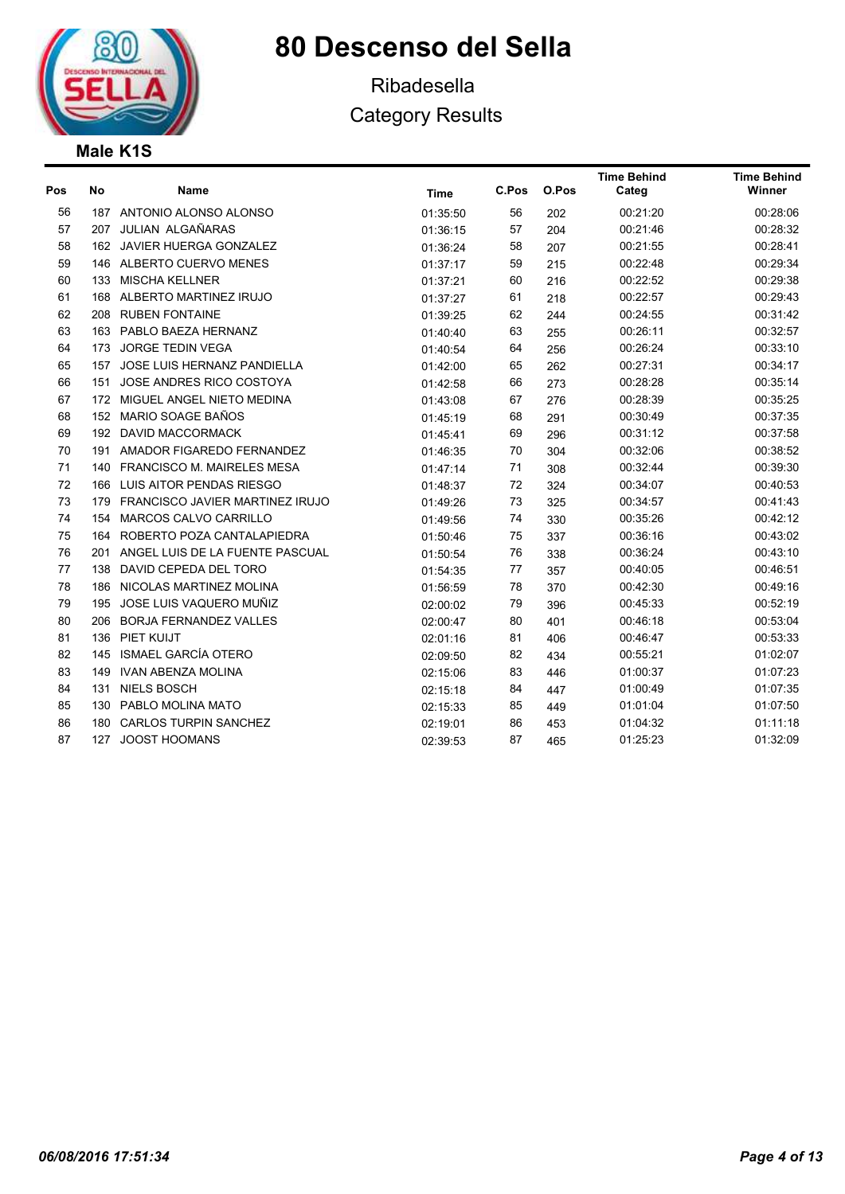# 80 Descenso del Sella

Ribadesella

Category Results

**Male K1S**

| Pos | No | Name | Time | C.Pos | O.Pos | Time Behind Categ | Time Behind Winner |
|---|---|---|---|---|---|---|---|
| 56 | 187 | ANTONIO ALONSO ALONSO | 01:35:50 | 56 | 202 | 00:21:20 | 00:28:06 |
| 57 | 207 | JULIAN ALGAÑARAS | 01:36:15 | 57 | 204 | 00:21:46 | 00:28:32 |
| 58 | 162 | JAVIER HUERGA GONZALEZ | 01:36:24 | 58 | 207 | 00:21:55 | 00:28:41 |
| 59 | 146 | ALBERTO CUERVO MENES | 01:37:17 | 59 | 215 | 00:22:48 | 00:29:34 |
| 60 | 133 | MISCHA KELLNER | 01:37:21 | 60 | 216 | 00:22:52 | 00:29:38 |
| 61 | 168 | ALBERTO MARTINEZ IRUJO | 01:37:27 | 61 | 218 | 00:22:57 | 00:29:43 |
| 62 | 208 | RUBEN FONTAINE | 01:39:25 | 62 | 244 | 00:24:55 | 00:31:42 |
| 63 | 163 | PABLO BAEZA HERNANZ | 01:40:40 | 63 | 255 | 00:26:11 | 00:32:57 |
| 64 | 173 | JORGE TEDIN VEGA | 01:40:54 | 64 | 256 | 00:26:24 | 00:33:10 |
| 65 | 157 | JOSE LUIS HERNANZ PANDIELLA | 01:42:00 | 65 | 262 | 00:27:31 | 00:34:17 |
| 66 | 151 | JOSE ANDRES RICO COSTOYA | 01:42:58 | 66 | 273 | 00:28:28 | 00:35:14 |
| 67 | 172 | MIGUEL ANGEL NIETO MEDINA | 01:43:08 | 67 | 276 | 00:28:39 | 00:35:25 |
| 68 | 152 | MARIO SOAGE BAÑOS | 01:45:19 | 68 | 291 | 00:30:49 | 00:37:35 |
| 69 | 192 | DAVID MACCORMACK | 01:45:41 | 69 | 296 | 00:31:12 | 00:37:58 |
| 70 | 191 | AMADOR FIGAREDO FERNANDEZ | 01:46:35 | 70 | 304 | 00:32:06 | 00:38:52 |
| 71 | 140 | FRANCISCO M. MAIRELES MESA | 01:47:14 | 71 | 308 | 00:32:44 | 00:39:30 |
| 72 | 166 | LUIS AITOR PENDAS RIESGO | 01:48:37 | 72 | 324 | 00:34:07 | 00:40:53 |
| 73 | 179 | FRANCISCO JAVIER MARTINEZ IRUJO | 01:49:26 | 73 | 325 | 00:34:57 | 00:41:43 |
| 74 | 154 | MARCOS CALVO CARRILLO | 01:49:56 | 74 | 330 | 00:35:26 | 00:42:12 |
| 75 | 164 | ROBERTO POZA CANTALAPIEDRA | 01:50:46 | 75 | 337 | 00:36:16 | 00:43:02 |
| 76 | 201 | ANGEL LUIS DE LA FUENTE PASCUAL | 01:50:54 | 76 | 338 | 00:36:24 | 00:43:10 |
| 77 | 138 | DAVID CEPEDA DEL TORO | 01:54:35 | 77 | 357 | 00:40:05 | 00:46:51 |
| 78 | 186 | NICOLAS MARTINEZ MOLINA | 01:56:59 | 78 | 370 | 00:42:30 | 00:49:16 |
| 79 | 195 | JOSE LUIS VAQUERO MUÑIZ | 02:00:02 | 79 | 396 | 00:45:33 | 00:52:19 |
| 80 | 206 | BORJA FERNANDEZ VALLES | 02:00:47 | 80 | 401 | 00:46:18 | 00:53:04 |
| 81 | 136 | PIET KUIJT | 02:01:16 | 81 | 406 | 00:46:47 | 00:53:33 |
| 82 | 145 | ISMAEL GARCÍA OTERO | 02:09:50 | 82 | 434 | 00:55:21 | 01:02:07 |
| 83 | 149 | IVAN ABENZA MOLINA | 02:15:06 | 83 | 446 | 01:00:37 | 01:07:23 |
| 84 | 131 | NIELS BOSCH | 02:15:18 | 84 | 447 | 01:00:49 | 01:07:35 |
| 85 | 130 | PABLO MOLINA MATO | 02:15:33 | 85 | 449 | 01:01:04 | 01:07:50 |
| 86 | 180 | CARLOS TURPIN SANCHEZ | 02:19:01 | 86 | 453 | 01:04:32 | 01:11:18 |
| 87 | 127 | JOOST HOOMANS | 02:39:53 | 87 | 465 | 01:25:23 | 01:32:09 |

*06/08/2016 17:51:34*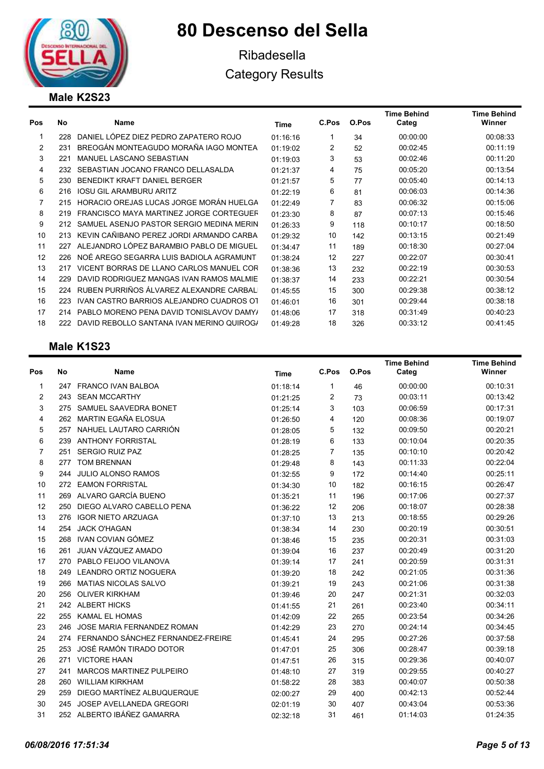# 80 Descenso del Sella

Ribadesella

Category Results

## Male K2S23

| Pos | No | Name | Time | C.Pos | O.Pos | Time Behind Categ | Time Behind Winner |
|---|---|---|---|---|---|---|---|
| 1 | 228 | DANIEL LÓPEZ DIEZ PEDRO ZAPATERO ROJO | 01:16:16 | 1 | 34 | 00:00:00 | 00:08:33 |
| 2 | 231 | BREOGÁN MONTEAGUDO MORAÑA IAGO MONTEA | 01:19:02 | 2 | 52 | 00:02:45 | 00:11:19 |
| 3 | 221 | MANUEL LASCANO SEBASTIAN | 01:19:03 | 3 | 53 | 00:02:46 | 00:11:20 |
| 4 | 232 | SEBASTIAN JOCANO FRANCO DELLASALDA | 01:21:37 | 4 | 75 | 00:05:20 | 00:13:54 |
| 5 | 230 | BENEDIKT KRAFT DANIEL BERGER | 01:21:57 | 5 | 77 | 00:05:40 | 00:14:13 |
| 6 | 216 | IOSU GIL ARAMBURU ARITZ | 01:22:19 | 6 | 81 | 00:06:03 | 00:14:36 |
| 7 | 215 | HORACIO OREJAS LUCAS JORGE MORÁN HUELGA | 01:22:49 | 7 | 83 | 00:06:32 | 00:15:06 |
| 8 | 219 | FRANCISCO MAYA MARTINEZ JORGE CORTEGUEF | 01:23:30 | 8 | 87 | 00:07:13 | 00:15:46 |
| 9 | 212 | SAMUEL ASENJO PASTOR SERGIO MEDINA MERIN | 01:26:33 | 9 | 118 | 00:10:17 | 00:18:50 |
| 10 | 213 | KEVIN CAÑIBANO PEREZ JORDI ARMANDO CARBA | 01:29:32 | 10 | 142 | 00:13:15 | 00:21:49 |
| 11 | 227 | ALEJANDRO LÓPEZ BARAMBIO PABLO DE MIGUEL | 01:34:47 | 11 | 189 | 00:18:30 | 00:27:04 |
| 12 | 226 | NOÉ AREGO SEGARRA LUIS BADIOLA AGRAMUNT | 01:38:24 | 12 | 227 | 00:22:07 | 00:30:41 |
| 13 | 217 | VICENT BORRAS DE LLANO CARLOS MANUEL COR | 01:38:36 | 13 | 232 | 00:22:19 | 00:30:53 |
| 14 | 229 | DAVID RODRIGUEZ MANGAS IVAN RAMOS MALMIE | 01:38:37 | 14 | 233 | 00:22:21 | 00:30:54 |
| 15 | 224 | RUBEN PURRIÑOS ÁLVAREZ ALEXANDRE CARBAL | 01:45:55 | 15 | 300 | 00:29:38 | 00:38:12 |
| 16 | 223 | IVAN CASTRO BARRIOS ALEJANDRO CUADROS OT | 01:46:01 | 16 | 301 | 00:29:44 | 00:38:18 |
| 17 | 214 | PABLO MORENO PENA DAVID TONISLAVOV DAMY/ | 01:48:06 | 17 | 318 | 00:31:49 | 00:40:23 |
| 18 | 222 | DAVID REBOLLO SANTANA IVAN MERINO QUIROG/ | 01:49:28 | 18 | 326 | 00:33:12 | 00:41:45 |

## Male K1S23

| Pos | No | Name | Time | C.Pos | O.Pos | Time Behind Categ | Time Behind Winner |
|---|---|---|---|---|---|---|---|
| 1 | 247 | FRANCO IVAN BALBOA | 01:18:14 | 1 | 46 | 00:00:00 | 00:10:31 |
| 2 | 243 | SEAN MCCARTHY | 01:21:25 | 2 | 73 | 00:03:11 | 00:13:42 |
| 3 | 275 | SAMUEL SAAVEDRA BONET | 01:25:14 | 3 | 103 | 00:06:59 | 00:17:31 |
| 4 | 262 | MARTIN EGAÑA ELOSUA | 01:26:50 | 4 | 120 | 00:08:36 | 00:19:07 |
| 5 | 257 | NAHUEL LAUTARO CARRIÓN | 01:28:05 | 5 | 132 | 00:09:50 | 00:20:21 |
| 6 | 239 | ANTHONY FORRISTAL | 01:28:19 | 6 | 133 | 00:10:04 | 00:20:35 |
| 7 | 251 | SERGIO RUIZ PAZ | 01:28:25 | 7 | 135 | 00:10:10 | 00:20:42 |
| 8 | 277 | TOM BRENNAN | 01:29:48 | 8 | 143 | 00:11:33 | 00:22:04 |
| 9 | 244 | JULIO ALONSO RAMOS | 01:32:55 | 9 | 172 | 00:14:40 | 00:25:11 |
| 10 | 272 | EAMON FORRISTAL | 01:34:30 | 10 | 182 | 00:16:15 | 00:26:47 |
| 11 | 269 | ALVARO GARCÍA BUENO | 01:35:21 | 11 | 196 | 00:17:06 | 00:27:37 |
| 12 | 250 | DIEGO ALVARO CABELLO PENA | 01:36:22 | 12 | 206 | 00:18:07 | 00:28:38 |
| 13 | 276 | IGOR NIETO ARZUAGA | 01:37:10 | 13 | 213 | 00:18:55 | 00:29:26 |
| 14 | 254 | JACK O'HAGAN | 01:38:34 | 14 | 230 | 00:20:19 | 00:30:51 |
| 15 | 268 | IVAN COVIAN GÓMEZ | 01:38:46 | 15 | 235 | 00:20:31 | 00:31:03 |
| 16 | 261 | JUAN VÁZQUEZ AMADO | 01:39:04 | 16 | 237 | 00:20:49 | 00:31:20 |
| 17 | 270 | PABLO FEIJOO VILANOVA | 01:39:14 | 17 | 241 | 00:20:59 | 00:31:31 |
| 18 | 249 | LEANDRO ORTIZ NOGUERA | 01:39:20 | 18 | 242 | 00:21:05 | 00:31:36 |
| 19 | 266 | MATIAS NICOLAS SALVO | 01:39:21 | 19 | 243 | 00:21:06 | 00:31:38 |
| 20 | 256 | OLIVER KIRKHAM | 01:39:46 | 20 | 247 | 00:21:31 | 00:32:03 |
| 21 | 242 | ALBERT HICKS | 01:41:55 | 21 | 261 | 00:23:40 | 00:34:11 |
| 22 | 255 | KAMAL EL HOMAS | 01:42:09 | 22 | 265 | 00:23:54 | 00:34:26 |
| 23 | 246 | JOSE MARIA FERNANDEZ ROMAN | 01:42:29 | 23 | 270 | 00:24:14 | 00:34:45 |
| 24 | 274 | FERNANDO SÁNCHEZ FERNANDEZ-FREIRE | 01:45:41 | 24 | 295 | 00:27:26 | 00:37:58 |
| 25 | 253 | JOSÉ RAMÓN TIRADO DOTOR | 01:47:01 | 25 | 306 | 00:28:47 | 00:39:18 |
| 26 | 271 | VICTORE HAAN | 01:47:51 | 26 | 315 | 00:29:36 | 00:40:07 |
| 27 | 241 | MARCOS MARTINEZ PULPEIRO | 01:48:10 | 27 | 319 | 00:29:55 | 00:40:27 |
| 28 | 260 | WILLIAM KIRKHAM | 01:58:22 | 28 | 383 | 00:40:07 | 00:50:38 |
| 29 | 259 | DIEGO MARTÍNEZ ALBUQUERQUE | 02:00:27 | 29 | 400 | 00:42:13 | 00:52:44 |
| 30 | 245 | JOSEP AVELLANEDA GREGORI | 02:01:19 | 30 | 407 | 00:43:04 | 00:53:36 |
| 31 | 252 | ALBERTO IBÁÑEZ GAMARRA | 02:32:18 | 31 | 461 | 01:14:03 | 01:24:35 |

*06/08/2016 17:51:34*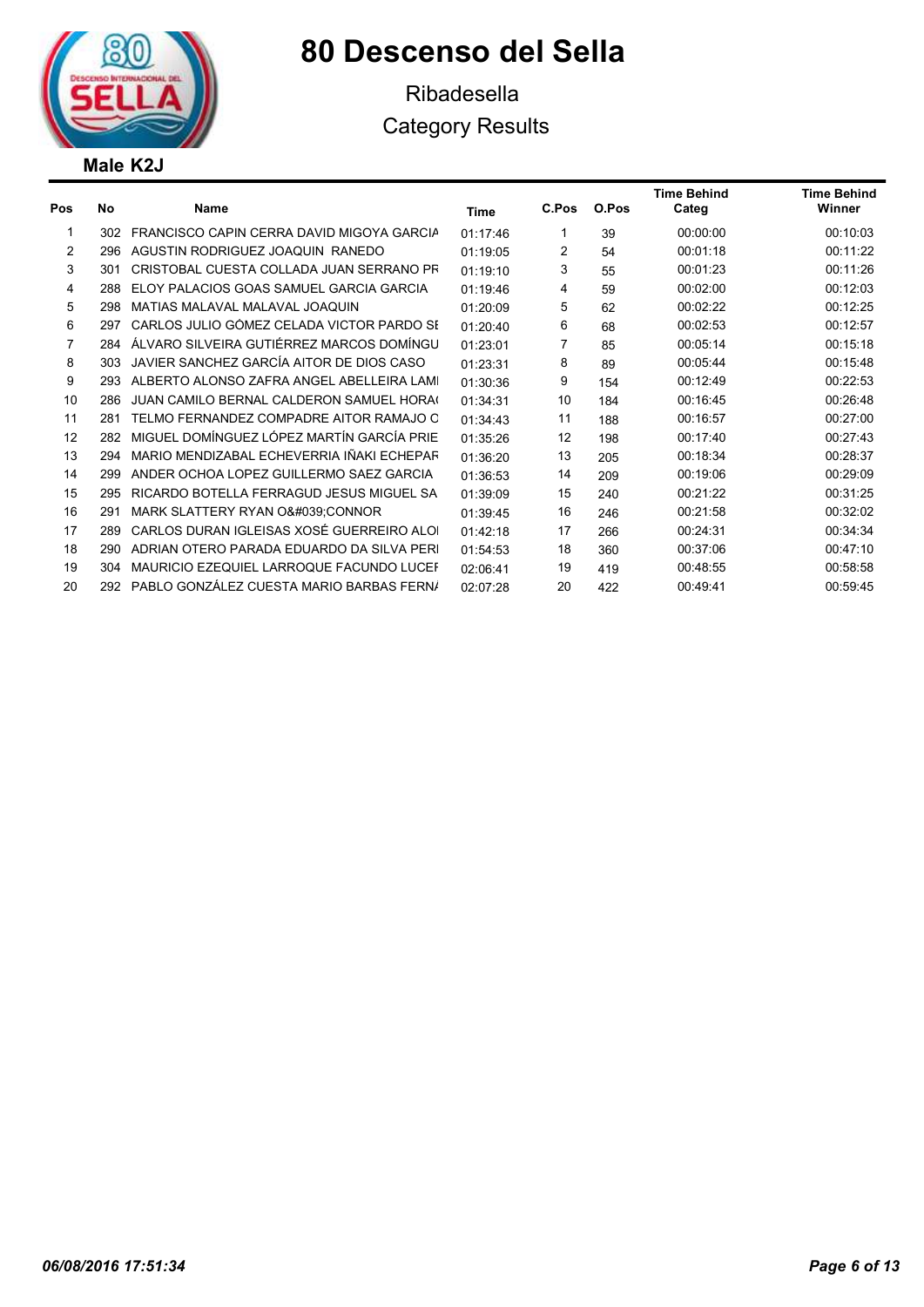# 80 Descenso del Sella

Ribadesella

Category Results

## Male K2J

| Pos | No | Name | Time | C.Pos | O.Pos | Time Behind Categ | Time Behind Winner |
|---|---|---|---|---|---|---|---|
| 1 | 302 | FRANCISCO CAPIN CERRA DAVID MIGOYA GARCIA | 01:17:46 | 1 | 39 | 00:00:00 | 00:10:03 |
| 2 | 296 | AGUSTIN RODRIGUEZ JOAQUIN RANEDO | 01:19:05 | 2 | 54 | 00:01:18 | 00:11:22 |
| 3 | 301 | CRISTOBAL CUESTA COLLADA JUAN SERRANO PR | 01:19:10 | 3 | 55 | 00:01:23 | 00:11:26 |
| 4 | 288 | ELOY PALACIOS GOAS SAMUEL GARCIA GARCIA | 01:19:46 | 4 | 59 | 00:02:00 | 00:12:03 |
| 5 | 298 | MATIAS MALAVAL MALAVAL JOAQUIN | 01:20:09 | 5 | 62 | 00:02:22 | 00:12:25 |
| 6 | 297 | CARLOS JULIO GÓMEZ CELADA VICTOR PARDO SE | 01:20:40 | 6 | 68 | 00:02:53 | 00:12:57 |
| 7 | 284 | ÁLVARO SILVEIRA GUTIÉRREZ MARCOS DOMÍNGU | 01:23:01 | 7 | 85 | 00:05:14 | 00:15:18 |
| 8 | 303 | JAVIER SANCHEZ GARCÍA AITOR DE DIOS CASO | 01:23:31 | 8 | 89 | 00:05:44 | 00:15:48 |
| 9 | 293 | ALBERTO ALONSO ZAFRA ANGEL ABELLEIRA LAMI | 01:30:36 | 9 | 154 | 00:12:49 | 00:22:53 |
| 10 | 286 | JUAN CAMILO BERNAL CALDERON SAMUEL HORA( | 01:34:31 | 10 | 184 | 00:16:45 | 00:26:48 |
| 11 | 281 | TELMO FERNANDEZ COMPADRE AITOR RAMAJO C | 01:34:43 | 11 | 188 | 00:16:57 | 00:27:00 |
| 12 | 282 | MIGUEL DOMÍNGUEZ LÓPEZ MARTÍN GARCÍA PRIE | 01:35:26 | 12 | 198 | 00:17:40 | 00:27:43 |
| 13 | 294 | MARIO MENDIZABAL ECHEVERRIA IÑAKI ECHEPAR | 01:36:20 | 13 | 205 | 00:18:34 | 00:28:37 |
| 14 | 299 | ANDER OCHOA LOPEZ GUILLERMO SAEZ GARCIA | 01:36:53 | 14 | 209 | 00:19:06 | 00:29:09 |
| 15 | 295 | RICARDO BOTELLA FERRAGUD JESUS MIGUEL SA | 01:39:09 | 15 | 240 | 00:21:22 | 00:31:25 |
| 16 | 291 | MARK SLATTERY RYAN O&#039;CONNOR | 01:39:45 | 16 | 246 | 00:21:58 | 00:32:02 |
| 17 | 289 | CARLOS DURAN IGLEISAS XOSÉ GUERREIRO ALOI | 01:42:18 | 17 | 266 | 00:24:31 | 00:34:34 |
| 18 | 290 | ADRIAN OTERO PARADA EDUARDO DA SILVA PERI | 01:54:53 | 18 | 360 | 00:37:06 | 00:47:10 |
| 19 | 304 | MAURICIO EZEQUIEL LARROQUE FACUNDO LUCEI | 02:06:41 | 19 | 419 | 00:48:55 | 00:58:58 |
| 20 | 292 | PABLO GONZÁLEZ CUESTA MARIO BARBAS FERN/ | 02:07:28 | 20 | 422 | 00:49:41 | 00:59:45 |

*06/08/2016 17:51:34*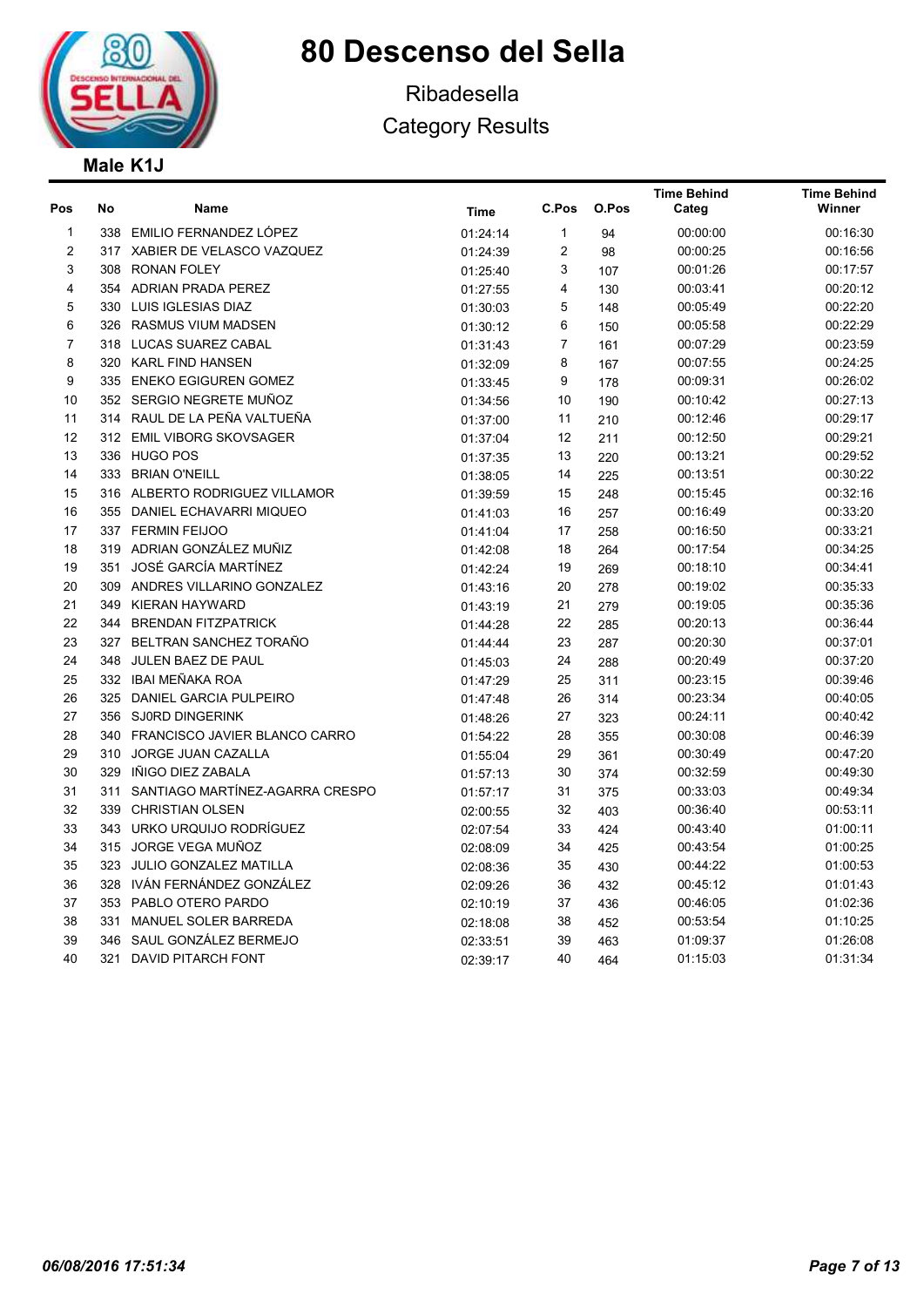# 80 Descenso del Sella

Ribadesella

Category Results

## Male K1J

| Pos | No | Name | Time | C.Pos | O.Pos | Time Behind Categ | Time Behind Winner |
|---|---|---|---|---|---|---|---|
| 1 | 338 | EMILIO FERNANDEZ LÓPEZ | 01:24:14 | 1 | 94 | 00:00:00 | 00:16:30 |
| 2 | 317 | XABIER DE VELASCO VAZQUEZ | 01:24:39 | 2 | 98 | 00:00:25 | 00:16:56 |
| 3 | 308 | RONAN FOLEY | 01:25:40 | 3 | 107 | 00:01:26 | 00:17:57 |
| 4 | 354 | ADRIAN PRADA PEREZ | 01:27:55 | 4 | 130 | 00:03:41 | 00:20:12 |
| 5 | 330 | LUIS IGLESIAS DIAZ | 01:30:03 | 5 | 148 | 00:05:49 | 00:22:20 |
| 6 | 326 | RASMUS VIUM MADSEN | 01:30:12 | 6 | 150 | 00:05:58 | 00:22:29 |
| 7 | 318 | LUCAS SUAREZ CABAL | 01:31:43 | 7 | 161 | 00:07:29 | 00:23:59 |
| 8 | 320 | KARL FIND HANSEN | 01:32:09 | 8 | 167 | 00:07:55 | 00:24:25 |
| 9 | 335 | ENEKO EGIGUREN GOMEZ | 01:33:45 | 9 | 178 | 00:09:31 | 00:26:02 |
| 10 | 352 | SERGIO NEGRETE MUÑOZ | 01:34:56 | 10 | 190 | 00:10:42 | 00:27:13 |
| 11 | 314 | RAUL DE LA PEÑA VALTUEÑA | 01:37:00 | 11 | 210 | 00:12:46 | 00:29:17 |
| 12 | 312 | EMIL VIBORG SKOVSAGER | 01:37:04 | 12 | 211 | 00:12:50 | 00:29:21 |
| 13 | 336 | HUGO POS | 01:37:35 | 13 | 220 | 00:13:21 | 00:29:52 |
| 14 | 333 | BRIAN O'NEILL | 01:38:05 | 14 | 225 | 00:13:51 | 00:30:22 |
| 15 | 316 | ALBERTO RODRIGUEZ VILLAMOR | 01:39:59 | 15 | 248 | 00:15:45 | 00:32:16 |
| 16 | 355 | DANIEL ECHAVARRI MIQUEO | 01:41:03 | 16 | 257 | 00:16:49 | 00:33:20 |
| 17 | 337 | FERMIN FEIJOO | 01:41:04 | 17 | 258 | 00:16:50 | 00:33:21 |
| 18 | 319 | ADRIAN GONZÁLEZ MUÑIZ | 01:42:08 | 18 | 264 | 00:17:54 | 00:34:25 |
| 19 | 351 | JOSÉ GARCÍA MARTÍNEZ | 01:42:24 | 19 | 269 | 00:18:10 | 00:34:41 |
| 20 | 309 | ANDRES VILLARINO GONZALEZ | 01:43:16 | 20 | 278 | 00:19:02 | 00:35:33 |
| 21 | 349 | KIERAN HAYWARD | 01:43:19 | 21 | 279 | 00:19:05 | 00:35:36 |
| 22 | 344 | BRENDAN FITZPATRICK | 01:44:28 | 22 | 285 | 00:20:13 | 00:36:44 |
| 23 | 327 | BELTRAN SANCHEZ TORAÑO | 01:44:44 | 23 | 287 | 00:20:30 | 00:37:01 |
| 24 | 348 | JULEN BAEZ DE PAUL | 01:45:03 | 24 | 288 | 00:20:49 | 00:37:20 |
| 25 | 332 | IBAI MEÑAKA ROA | 01:47:29 | 25 | 311 | 00:23:15 | 00:39:46 |
| 26 | 325 | DANIEL GARCIA PULPEIRO | 01:47:48 | 26 | 314 | 00:23:34 | 00:40:05 |
| 27 | 356 | SJ0RD DINGERINK | 01:48:26 | 27 | 323 | 00:24:11 | 00:40:42 |
| 28 | 340 | FRANCISCO JAVIER BLANCO CARRO | 01:54:22 | 28 | 355 | 00:30:08 | 00:46:39 |
| 29 | 310 | JORGE JUAN CAZALLA | 01:55:04 | 29 | 361 | 00:30:49 | 00:47:20 |
| 30 | 329 | IÑIGO DIEZ ZABALA | 01:57:13 | 30 | 374 | 00:32:59 | 00:49:30 |
| 31 | 311 | SANTIAGO MARTÍNEZ-AGARRA CRESPO | 01:57:17 | 31 | 375 | 00:33:03 | 00:49:34 |
| 32 | 339 | CHRISTIAN OLSEN | 02:00:55 | 32 | 403 | 00:36:40 | 00:53:11 |
| 33 | 343 | URKO URQUIJO RODRÍGUEZ | 02:07:54 | 33 | 424 | 00:43:40 | 01:00:11 |
| 34 | 315 | JORGE VEGA MUÑOZ | 02:08:09 | 34 | 425 | 00:43:54 | 01:00:25 |
| 35 | 323 | JULIO GONZALEZ MATILLA | 02:08:36 | 35 | 430 | 00:44:22 | 01:00:53 |
| 36 | 328 | IVÁN FERNÁNDEZ GONZÁLEZ | 02:09:26 | 36 | 432 | 00:45:12 | 01:01:43 |
| 37 | 353 | PABLO OTERO PARDO | 02:10:19 | 37 | 436 | 00:46:05 | 01:02:36 |
| 38 | 331 | MANUEL SOLER BARREDA | 02:18:08 | 38 | 452 | 00:53:54 | 01:10:25 |
| 39 | 346 | SAUL GONZÁLEZ BERMEJO | 02:33:51 | 39 | 463 | 01:09:37 | 01:26:08 |
| 40 | 321 | DAVID PITARCH FONT | 02:39:17 | 40 | 464 | 01:15:03 | 01:31:34 |

*06/08/2016 17:51:34*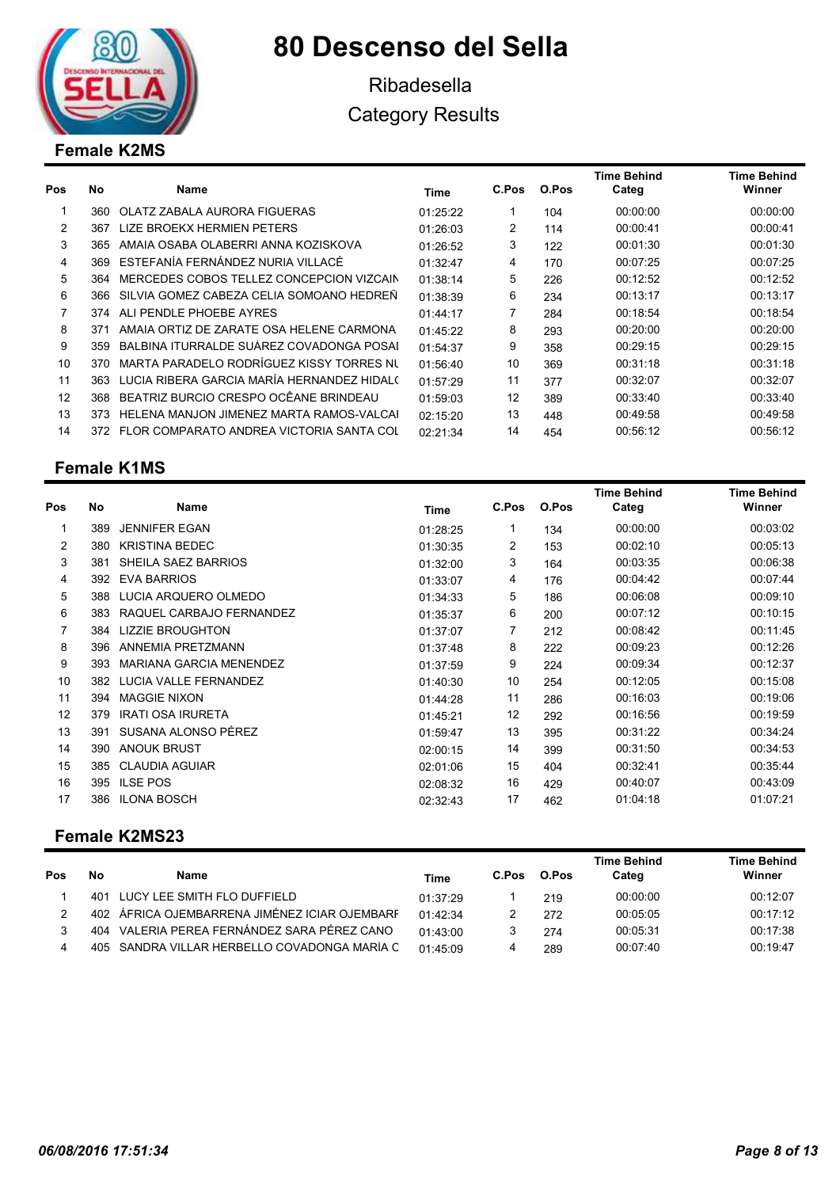# 80 Descenso del Sella

Ribadesella

Category Results

## Female K2MS

| Pos | No | Name | Time | C.Pos | O.Pos | Time Behind Categ | Time Behind Winner |
|---|---|---|---|---|---|---|---|
| 1 | 360 | OLATZ ZABALA AURORA FIGUERAS | 01:25:22 | 1 | 104 | 00:00:00 | 00:00:00 |
| 2 | 367 | LIZE BROEKX HERMIEN PETERS | 01:26:03 | 2 | 114 | 00:00:41 | 00:00:41 |
| 3 | 365 | AMAIA OSABA OLABERRI ANNA KOZISKOVA | 01:26:52 | 3 | 122 | 00:01:30 | 00:01:30 |
| 4 | 369 | ESTEFANÍA FERNÁNDEZ NURIA VILLACÉ | 01:32:47 | 4 | 170 | 00:07:25 | 00:07:25 |
| 5 | 364 | MERCEDES COBOS TELLEZ CONCEPCION VIZCAIN | 01:38:14 | 5 | 226 | 00:12:52 | 00:12:52 |
| 6 | 366 | SILVIA GOMEZ CABEZA CELIA SOMOANO HEDREÑ | 01:38:39 | 6 | 234 | 00:13:17 | 00:13:17 |
| 7 | 374 | ALI PENDLE PHOEBE AYRES | 01:44:17 | 7 | 284 | 00:18:54 | 00:18:54 |
| 8 | 371 | AMAIA ORTIZ DE ZARATE OSA HELENE CARMONA | 01:45:22 | 8 | 293 | 00:20:00 | 00:20:00 |
| 9 | 359 | BALBINA ITURRALDE SUÁREZ COVADONGA POSAI | 01:54:37 | 9 | 358 | 00:29:15 | 00:29:15 |
| 10 | 370 | MARTA PARADELO RODRÍGUEZ KISSY TORRES NU | 01:56:40 | 10 | 369 | 00:31:18 | 00:31:18 |
| 11 | 363 | LUCIA RIBERA GARCIA MARÍA HERNANDEZ HIDAL( | 01:57:29 | 11 | 377 | 00:32:07 | 00:32:07 |
| 12 | 368 | BEATRIZ BURCIO CRESPO OCÊANE BRINDEAU | 01:59:03 | 12 | 389 | 00:33:40 | 00:33:40 |
| 13 | 373 | HELENA MANJON JIMENEZ MARTA RAMOS-VALCAI | 02:15:20 | 13 | 448 | 00:49:58 | 00:49:58 |
| 14 | 372 | FLOR COMPARATO ANDREA VICTORIA SANTA COL | 02:21:34 | 14 | 454 | 00:56:12 | 00:56:12 |

## Female K1MS

| Pos | No | Name | Time | C.Pos | O.Pos | Time Behind Categ | Time Behind Winner |
|---|---|---|---|---|---|---|---|
| 1 | 389 | JENNIFER EGAN | 01:28:25 | 1 | 134 | 00:00:00 | 00:03:02 |
| 2 | 380 | KRISTINA BEDEC | 01:30:35 | 2 | 153 | 00:02:10 | 00:05:13 |
| 3 | 381 | SHEILA SAEZ BARRIOS | 01:32:00 | 3 | 164 | 00:03:35 | 00:06:38 |
| 4 | 392 | EVA BARRIOS | 01:33:07 | 4 | 176 | 00:04:42 | 00:07:44 |
| 5 | 388 | LUCIA ARQUERO OLMEDO | 01:34:33 | 5 | 186 | 00:06:08 | 00:09:10 |
| 6 | 383 | RAQUEL CARBAJO FERNANDEZ | 01:35:37 | 6 | 200 | 00:07:12 | 00:10:15 |
| 7 | 384 | LIZZIE BROUGHTON | 01:37:07 | 7 | 212 | 00:08:42 | 00:11:45 |
| 8 | 396 | ANNEMIA PRETZMANN | 01:37:48 | 8 | 222 | 00:09:23 | 00:12:26 |
| 9 | 393 | MARIANA GARCIA MENENDEZ | 01:37:59 | 9 | 224 | 00:09:34 | 00:12:37 |
| 10 | 382 | LUCIA VALLE FERNANDEZ | 01:40:30 | 10 | 254 | 00:12:05 | 00:15:08 |
| 11 | 394 | MAGGIE NIXON | 01:44:28 | 11 | 286 | 00:16:03 | 00:19:06 |
| 12 | 379 | IRATI OSA IRURETA | 01:45:21 | 12 | 292 | 00:16:56 | 00:19:59 |
| 13 | 391 | SUSANA ALONSO PÉREZ | 01:59:47 | 13 | 395 | 00:31:22 | 00:34:24 |
| 14 | 390 | ANOUK BRUST | 02:00:15 | 14 | 399 | 00:31:50 | 00:34:53 |
| 15 | 385 | CLAUDIA AGUIAR | 02:01:06 | 15 | 404 | 00:32:41 | 00:35:44 |
| 16 | 395 | ILSE POS | 02:08:32 | 16 | 429 | 00:40:07 | 00:43:09 |
| 17 | 386 | ILONA BOSCH | 02:32:43 | 17 | 462 | 01:04:18 | 01:07:21 |

## Female K2MS23

| Pos | No | Name | Time | C.Pos | O.Pos | Time Behind Categ | Time Behind Winner |
|---|---|---|---|---|---|---|---|
| 1 | 401 | LUCY LEE SMITH FLO DUFFIELD | 01:37:29 | 1 | 219 | 00:00:00 | 00:12:07 |
| 2 | 402 | ÁFRICA OJEMBARRENA JIMÉNEZ ICIAR OJEMBARF | 01:42:34 | 2 | 272 | 00:05:05 | 00:17:12 |
| 3 | 404 | VALERIA PEREA FERNÁNDEZ SARA PÉREZ CANO | 01:43:00 | 3 | 274 | 00:05:31 | 00:17:38 |
| 4 | 405 | SANDRA VILLAR HERBELLO COVADONGA MARÍA C | 01:45:09 | 4 | 289 | 00:07:40 | 00:19:47 |

*06/08/2016 17:51:34*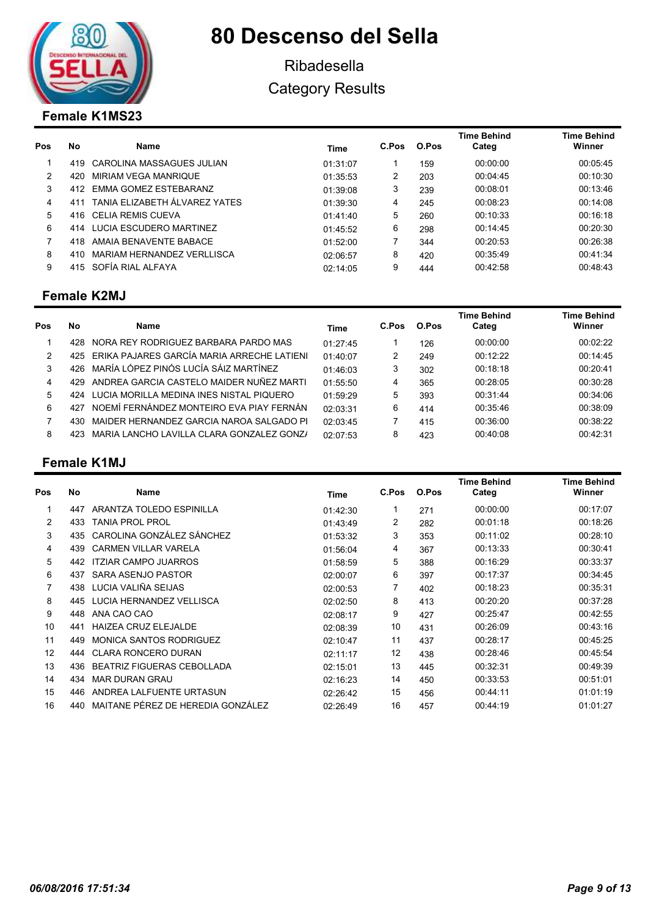# 80 Descenso del Sella

Ribadesella

Category Results

## Female K1MS23

| Pos | No | Name | Time | C.Pos | O.Pos | Time Behind Categ | Time Behind Winner |
|---|---|---|---|---|---|---|---|
| 1 | 419 | CAROLINA MASSAGUES JULIAN | 01:31:07 | 1 | 159 | 00:00:00 | 00:05:45 |
| 2 | 420 | MIRIAM VEGA MANRIQUE | 01:35:53 | 2 | 203 | 00:04:45 | 00:10:30 |
| 3 | 412 | EMMA GOMEZ ESTEBARANZ | 01:39:08 | 3 | 239 | 00:08:01 | 00:13:46 |
| 4 | 411 | TANIA ELIZABETH ÁLVAREZ YATES | 01:39:30 | 4 | 245 | 00:08:23 | 00:14:08 |
| 5 | 416 | CELIA REMIS CUEVA | 01:41:40 | 5 | 260 | 00:10:33 | 00:16:18 |
| 6 | 414 | LUCIA ESCUDERO MARTINEZ | 01:45:52 | 6 | 298 | 00:14:45 | 00:20:30 |
| 7 | 418 | AMAIA BENAVENTE BABACE | 01:52:00 | 7 | 344 | 00:20:53 | 00:26:38 |
| 8 | 410 | MARIAM HERNANDEZ VERLLISCA | 02:06:57 | 8 | 420 | 00:35:49 | 00:41:34 |
| 9 | 415 | SOFÍA RIAL ALFAYA | 02:14:05 | 9 | 444 | 00:42:58 | 00:48:43 |

## Female K2MJ

| Pos | No | Name | Time | C.Pos | O.Pos | Time Behind Categ | Time Behind Winner |
|---|---|---|---|---|---|---|---|
| 1 | 428 | NORA REY RODRIGUEZ BARBARA PARDO MAS | 01:27:45 | 1 | 126 | 00:00:00 | 00:02:22 |
| 2 | 425 | ERIKA PAJARES GARCÍA MARIA ARRECHE LATIENI | 01:40:07 | 2 | 249 | 00:12:22 | 00:14:45 |
| 3 | 426 | MARÍA LÓPEZ PINÓS LUCÍA SÁIZ MARTÍNEZ | 01:46:03 | 3 | 302 | 00:18:18 | 00:20:41 |
| 4 | 429 | ANDREA GARCIA CASTELO MAIDER NUÑEZ MARTI | 01:55:50 | 4 | 365 | 00:28:05 | 00:30:28 |
| 5 | 424 | LUCIA MORILLA MEDINA INES NISTAL PIQUERO | 01:59:29 | 5 | 393 | 00:31:44 | 00:34:06 |
| 6 | 427 | NOEMÍ FERNÁNDEZ MONTEIRO EVA PIAY FERNÁN | 02:03:31 | 6 | 414 | 00:35:46 | 00:38:09 |
| 7 | 430 | MAIDER HERNANDEZ GARCIA NAROA SALGADO PI | 02:03:45 | 7 | 415 | 00:36:00 | 00:38:22 |
| 8 | 423 | MARIA LANCHO LAVILLA CLARA GONZALEZ GONZ/ | 02:07:53 | 8 | 423 | 00:40:08 | 00:42:31 |

## Female K1MJ

| Pos | No | Name | Time | C.Pos | O.Pos | Time Behind Categ | Time Behind Winner |
|---|---|---|---|---|---|---|---|
| 1 | 447 | ARANTZA TOLEDO ESPINILLA | 01:42:30 | 1 | 271 | 00:00:00 | 00:17:07 |
| 2 | 433 | TANIA PROL PROL | 01:43:49 | 2 | 282 | 00:01:18 | 00:18:26 |
| 3 | 435 | CAROLINA GONZÁLEZ SÁNCHEZ | 01:53:32 | 3 | 353 | 00:11:02 | 00:28:10 |
| 4 | 439 | CARMEN VILLAR VARELA | 01:56:04 | 4 | 367 | 00:13:33 | 00:30:41 |
| 5 | 442 | ITZIAR CAMPO JUARROS | 01:58:59 | 5 | 388 | 00:16:29 | 00:33:37 |
| 6 | 437 | SARA ASENJO PASTOR | 02:00:07 | 6 | 397 | 00:17:37 | 00:34:45 |
| 7 | 438 | LUCIA VALIÑA SEIJAS | 02:00:53 | 7 | 402 | 00:18:23 | 00:35:31 |
| 8 | 445 | LUCIA HERNANDEZ VELLISCA | 02:02:50 | 8 | 413 | 00:20:20 | 00:37:28 |
| 9 | 448 | ANA CAO CAO | 02:08:17 | 9 | 427 | 00:25:47 | 00:42:55 |
| 10 | 441 | HAIZEA CRUZ ELEJALDE | 02:08:39 | 10 | 431 | 00:26:09 | 00:43:16 |
| 11 | 449 | MONICA SANTOS RODRIGUEZ | 02:10:47 | 11 | 437 | 00:28:17 | 00:45:25 |
| 12 | 444 | CLARA RONCERO DURAN | 02:11:17 | 12 | 438 | 00:28:46 | 00:45:54 |
| 13 | 436 | BEATRIZ FIGUERAS CEBOLLADA | 02:15:01 | 13 | 445 | 00:32:31 | 00:49:39 |
| 14 | 434 | MAR DURAN GRAU | 02:16:23 | 14 | 450 | 00:33:53 | 00:51:01 |
| 15 | 446 | ANDREA LALFUENTE URTASUN | 02:26:42 | 15 | 456 | 00:44:11 | 01:01:19 |
| 16 | 440 | MAITANE PÉREZ DE HEREDIA GONZÁLEZ | 02:26:49 | 16 | 457 | 00:44:19 | 01:01:27 |

*06/08/2016 17:51:34*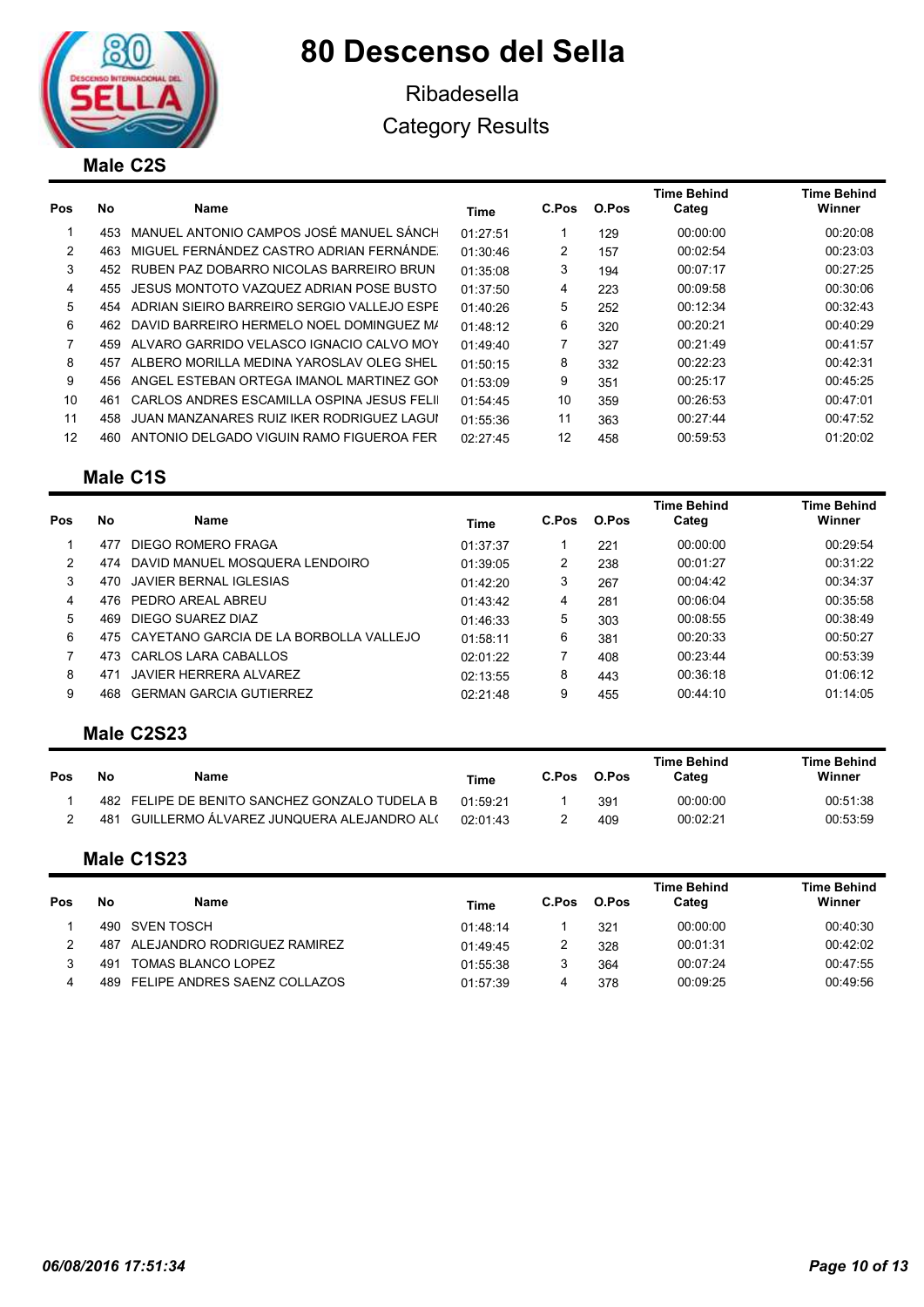# 80 Descenso del Sella

Ribadesella

Category Results

## Male C2S

| Pos | No | Name | Time | C.Pos | O.Pos | Time Behind Categ | Time Behind Winner |
|---|---|---|---|---|---|---|---|
| 1 | 453 | MANUEL ANTONIO CAMPOS JOSÉ MANUEL SÁNCH | 01:27:51 | 1 | 129 | 00:00:00 | 00:20:08 |
| 2 | 463 | MIGUEL FERNÁNDEZ CASTRO ADRIAN FERNÁNDE. | 01:30:46 | 2 | 157 | 00:02:54 | 00:23:03 |
| 3 | 452 | RUBEN PAZ DOBARRO NICOLAS BARREIRO BRUN | 01:35:08 | 3 | 194 | 00:07:17 | 00:27:25 |
| 4 | 455 | JESUS MONTOTO VAZQUEZ ADRIAN POSE BUSTO | 01:37:50 | 4 | 223 | 00:09:58 | 00:30:06 |
| 5 | 454 | ADRIAN SIEIRO BARREIRO SERGIO VALLEJO ESPE | 01:40:26 | 5 | 252 | 00:12:34 | 00:32:43 |
| 6 | 462 | DAVID BARREIRO HERMELO NOEL DOMINGUEZ MA | 01:48:12 | 6 | 320 | 00:20:21 | 00:40:29 |
| 7 | 459 | ALVARO GARRIDO VELASCO IGNACIO CALVO MOY | 01:49:40 | 7 | 327 | 00:21:49 | 00:41:57 |
| 8 | 457 | ALBERO MORILLA MEDINA YAROSLAV OLEG SHEL | 01:50:15 | 8 | 332 | 00:22:23 | 00:42:31 |
| 9 | 456 | ANGEL ESTEBAN ORTEGA IMANOL MARTINEZ GON | 01:53:09 | 9 | 351 | 00:25:17 | 00:45:25 |
| 10 | 461 | CARLOS ANDRES ESCAMILLA OSPINA JESUS FELII | 01:54:45 | 10 | 359 | 00:26:53 | 00:47:01 |
| 11 | 458 | JUAN MANZANARES RUIZ IKER RODRIGUEZ LAGUI | 01:55:36 | 11 | 363 | 00:27:44 | 00:47:52 |
| 12 | 460 | ANTONIO DELGADO VIGUIN RAMO FIGUEROA FER | 02:27:45 | 12 | 458 | 00:59:53 | 01:20:02 |

## Male C1S

| Pos | No | Name | Time | C.Pos | O.Pos | Time Behind Categ | Time Behind Winner |
|---|---|---|---|---|---|---|---|
| 1 | 477 | DIEGO ROMERO FRAGA | 01:37:37 | 1 | 221 | 00:00:00 | 00:29:54 |
| 2 | 474 | DAVID MANUEL MOSQUERA LENDOIRO | 01:39:05 | 2 | 238 | 00:01:27 | 00:31:22 |
| 3 | 470 | JAVIER BERNAL IGLESIAS | 01:42:20 | 3 | 267 | 00:04:42 | 00:34:37 |
| 4 | 476 | PEDRO AREAL ABREU | 01:43:42 | 4 | 281 | 00:06:04 | 00:35:58 |
| 5 | 469 | DIEGO SUAREZ DIAZ | 01:46:33 | 5 | 303 | 00:08:55 | 00:38:49 |
| 6 | 475 | CAYETANO GARCIA DE LA BORBOLLA VALLEJO | 01:58:11 | 6 | 381 | 00:20:33 | 00:50:27 |
| 7 | 473 | CARLOS LARA CABALLOS | 02:01:22 | 7 | 408 | 00:23:44 | 00:53:39 |
| 8 | 471 | JAVIER HERRERA ALVAREZ | 02:13:55 | 8 | 443 | 00:36:18 | 01:06:12 |
| 9 | 468 | GERMAN GARCIA GUTIERREZ | 02:21:48 | 9 | 455 | 00:44:10 | 01:14:05 |

## Male C2S23

| Pos | No | Name | Time | C.Pos | O.Pos | Time Behind Categ | Time Behind Winner |
|---|---|---|---|---|---|---|---|
| 1 | 482 | FELIPE DE BENITO SANCHEZ GONZALO TUDELA B | 01:59:21 | 1 | 391 | 00:00:00 | 00:51:38 |
| 2 | 481 | GUILLERMO ÁLVAREZ JUNQUERA ALEJANDRO AL( | 02:01:43 | 2 | 409 | 00:02:21 | 00:53:59 |

## Male C1S23

| Pos | No | Name | Time | C.Pos | O.Pos | Time Behind Categ | Time Behind Winner |
|---|---|---|---|---|---|---|---|
| 1 | 490 | SVEN TOSCH | 01:48:14 | 1 | 321 | 00:00:00 | 00:40:30 |
| 2 | 487 | ALEJANDRO RODRIGUEZ RAMIREZ | 01:49:45 | 2 | 328 | 00:01:31 | 00:42:02 |
| 3 | 491 | TOMAS BLANCO LOPEZ | 01:55:38 | 3 | 364 | 00:07:24 | 00:47:55 |
| 4 | 489 | FELIPE ANDRES SAENZ COLLAZOS | 01:57:39 | 4 | 378 | 00:09:25 | 00:49:56 |

*06/08/2016 17:51:34*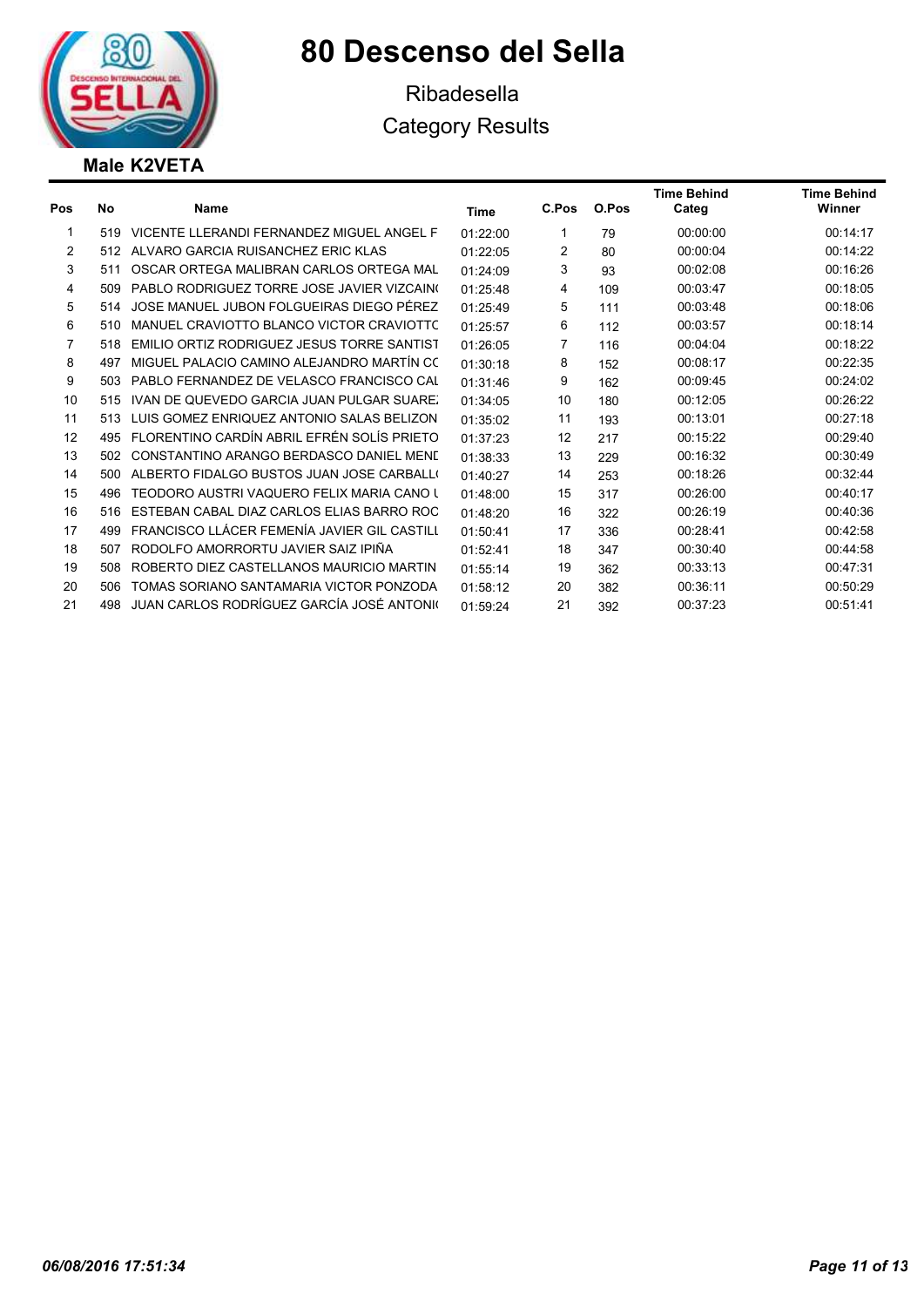# 80 Descenso del Sella

Ribadesella

Category Results

## Male K2VETA

| Pos | No | Name | Time | C.Pos | O.Pos | Time Behind Categ | Time Behind Winner |
|---|---|---|---|---|---|---|---|
| 1 | 519 | VICENTE LLERANDI FERNANDEZ MIGUEL ANGEL F | 01:22:00 | 1 | 79 | 00:00:00 | 00:14:17 |
| 2 | 512 | ALVARO GARCIA RUISANCHEZ ERIC KLAS | 01:22:05 | 2 | 80 | 00:00:04 | 00:14:22 |
| 3 | 511 | OSCAR ORTEGA MALIBRAN CARLOS ORTEGA MAL | 01:24:09 | 3 | 93 | 00:02:08 | 00:16:26 |
| 4 | 509 | PABLO RODRIGUEZ TORRE JOSE JAVIER VIZCAIN( | 01:25:48 | 4 | 109 | 00:03:47 | 00:18:05 |
| 5 | 514 | JOSE MANUEL JUBON FOLGUEIRAS DIEGO PÉREZ | 01:25:49 | 5 | 111 | 00:03:48 | 00:18:06 |
| 6 | 510 | MANUEL CRAVIOTTO BLANCO VICTOR CRAVIOTTC | 01:25:57 | 6 | 112 | 00:03:57 | 00:18:14 |
| 7 | 518 | EMILIO ORTIZ RODRIGUEZ JESUS TORRE SANTIST | 01:26:05 | 7 | 116 | 00:04:04 | 00:18:22 |
| 8 | 497 | MIGUEL PALACIO CAMINO ALEJANDRO MARTÍN CC | 01:30:18 | 8 | 152 | 00:08:17 | 00:22:35 |
| 9 | 503 | PABLO FERNANDEZ DE VELASCO FRANCISCO CAL | 01:31:46 | 9 | 162 | 00:09:45 | 00:24:02 |
| 10 | 515 | IVAN DE QUEVEDO GARCIA JUAN PULGAR SUARE. | 01:34:05 | 10 | 180 | 00:12:05 | 00:26:22 |
| 11 | 513 | LUIS GOMEZ ENRIQUEZ ANTONIO SALAS BELIZON | 01:35:02 | 11 | 193 | 00:13:01 | 00:27:18 |
| 12 | 495 | FLORENTINO CARDÍN ABRIL EFRÉN SOLÍS PRIETO | 01:37:23 | 12 | 217 | 00:15:22 | 00:29:40 |
| 13 | 502 | CONSTANTINO ARANGO BERDASCO DANIEL MENE | 01:38:33 | 13 | 229 | 00:16:32 | 00:30:49 |
| 14 | 500 | ALBERTO FIDALGO BUSTOS JUAN JOSE CARBALL( | 01:40:27 | 14 | 253 | 00:18:26 | 00:32:44 |
| 15 | 496 | TEODORO AUSTRI VAQUERO FELIX MARIA CANO L | 01:48:00 | 15 | 317 | 00:26:00 | 00:40:17 |
| 16 | 516 | ESTEBAN CABAL DIAZ CARLOS ELIAS BARRO ROC | 01:48:20 | 16 | 322 | 00:26:19 | 00:40:36 |
| 17 | 499 | FRANCISCO LLÁCER FEMENÍA JAVIER GIL CASTILL | 01:50:41 | 17 | 336 | 00:28:41 | 00:42:58 |
| 18 | 507 | RODOLFO AMORRORTU JAVIER SAIZ IPIÑA | 01:52:41 | 18 | 347 | 00:30:40 | 00:44:58 |
| 19 | 508 | ROBERTO DIEZ CASTELLANOS MAURICIO MARTIN | 01:55:14 | 19 | 362 | 00:33:13 | 00:47:31 |
| 20 | 506 | TOMAS SORIANO SANTAMARIA VICTOR PONZODA | 01:58:12 | 20 | 382 | 00:36:11 | 00:50:29 |
| 21 | 498 | JUAN CARLOS RODRÍGUEZ GARCÍA JOSÉ ANTONI( | 01:59:24 | 21 | 392 | 00:37:23 | 00:51:41 |

*06/08/2016 17:51:34*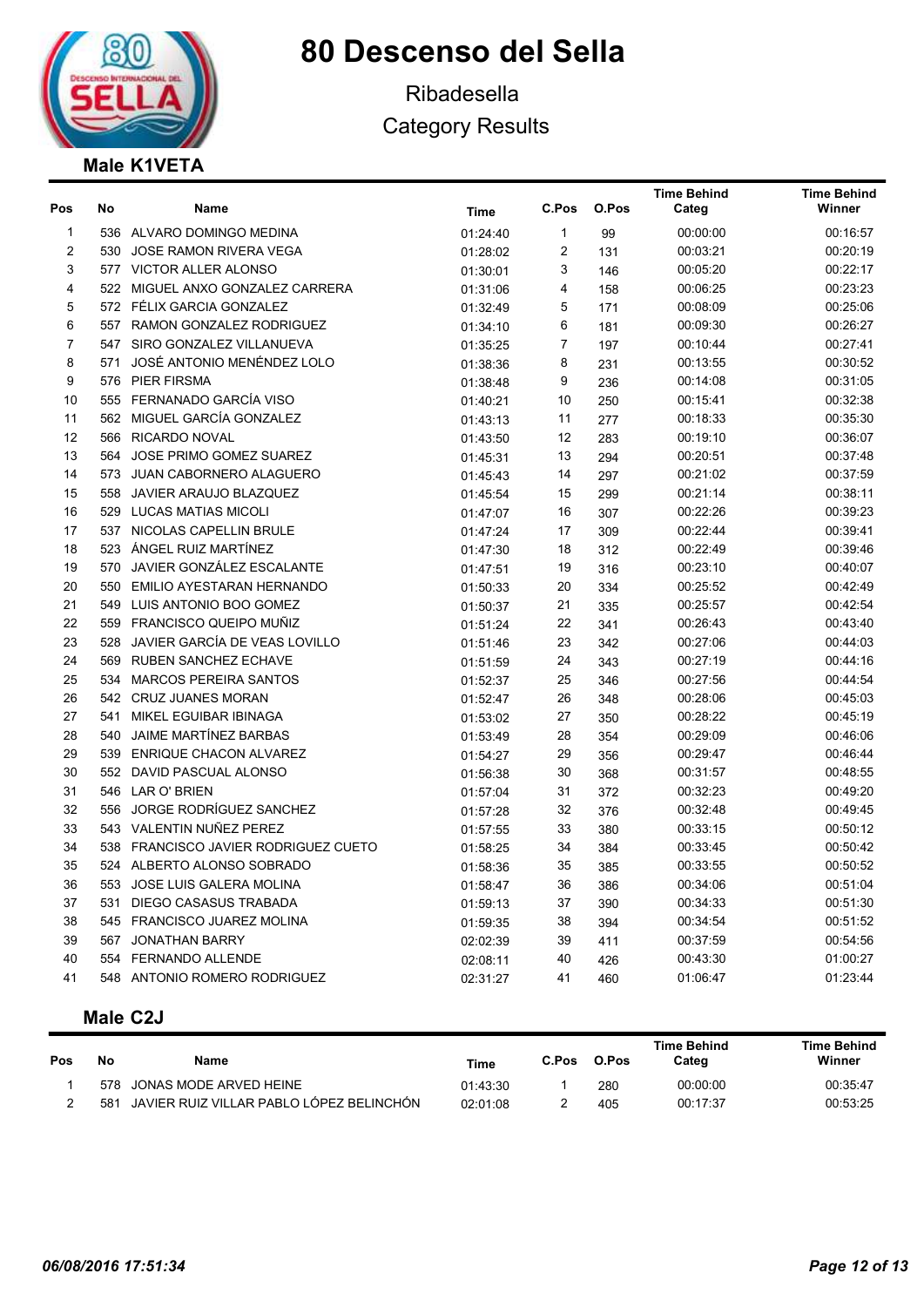# 80 Descenso del Sella

Ribadesella

Category Results

## Male K1VETA

| Pos | No | Name | Time | C.Pos | O.Pos | Time Behind Categ | Time Behind Winner |
|---|---|---|---|---|---|---|---|
| 1 | 536 | ALVARO DOMINGO MEDINA | 01:24:40 | 1 | 99 | 00:00:00 | 00:16:57 |
| 2 | 530 | JOSE RAMON RIVERA VEGA | 01:28:02 | 2 | 131 | 00:03:21 | 00:20:19 |
| 3 | 577 | VICTOR ALLER ALONSO | 01:30:01 | 3 | 146 | 00:05:20 | 00:22:17 |
| 4 | 522 | MIGUEL ANXO GONZALEZ CARRERA | 01:31:06 | 4 | 158 | 00:06:25 | 00:23:23 |
| 5 | 572 | FÉLIX GARCIA GONZALEZ | 01:32:49 | 5 | 171 | 00:08:09 | 00:25:06 |
| 6 | 557 | RAMON GONZALEZ RODRIGUEZ | 01:34:10 | 6 | 181 | 00:09:30 | 00:26:27 |
| 7 | 547 | SIRO GONZALEZ VILLANUEVA | 01:35:25 | 7 | 197 | 00:10:44 | 00:27:41 |
| 8 | 571 | JOSÉ ANTONIO MENÉNDEZ LOLO | 01:38:36 | 8 | 231 | 00:13:55 | 00:30:52 |
| 9 | 576 | PIER FIRSMA | 01:38:48 | 9 | 236 | 00:14:08 | 00:31:05 |
| 10 | 555 | FERNANADO GARCÍA VISO | 01:40:21 | 10 | 250 | 00:15:41 | 00:32:38 |
| 11 | 562 | MIGUEL GARCÍA GONZALEZ | 01:43:13 | 11 | 277 | 00:18:33 | 00:35:30 |
| 12 | 566 | RICARDO NOVAL | 01:43:50 | 12 | 283 | 00:19:10 | 00:36:07 |
| 13 | 564 | JOSE PRIMO GOMEZ SUAREZ | 01:45:31 | 13 | 294 | 00:20:51 | 00:37:48 |
| 14 | 573 | JUAN CABORNERO ALAGUERO | 01:45:43 | 14 | 297 | 00:21:02 | 00:37:59 |
| 15 | 558 | JAVIER ARAUJO BLAZQUEZ | 01:45:54 | 15 | 299 | 00:21:14 | 00:38:11 |
| 16 | 529 | LUCAS MATIAS MICOLI | 01:47:07 | 16 | 307 | 00:22:26 | 00:39:23 |
| 17 | 537 | NICOLAS CAPELLIN BRULE | 01:47:24 | 17 | 309 | 00:22:44 | 00:39:41 |
| 18 | 523 | ÁNGEL RUIZ MARTÍNEZ | 01:47:30 | 18 | 312 | 00:22:49 | 00:39:46 |
| 19 | 570 | JAVIER GONZÁLEZ ESCALANTE | 01:47:51 | 19 | 316 | 00:23:10 | 00:40:07 |
| 20 | 550 | EMILIO AYESTARAN HERNANDO | 01:50:33 | 20 | 334 | 00:25:52 | 00:42:49 |
| 21 | 549 | LUIS ANTONIO BOO GOMEZ | 01:50:37 | 21 | 335 | 00:25:57 | 00:42:54 |
| 22 | 559 | FRANCISCO QUEIPO MUÑIZ | 01:51:24 | 22 | 341 | 00:26:43 | 00:43:40 |
| 23 | 528 | JAVIER GARCÍA DE VEAS LOVILLO | 01:51:46 | 23 | 342 | 00:27:06 | 00:44:03 |
| 24 | 569 | RUBEN SANCHEZ ECHAVE | 01:51:59 | 24 | 343 | 00:27:19 | 00:44:16 |
| 25 | 534 | MARCOS PEREIRA SANTOS | 01:52:37 | 25 | 346 | 00:27:56 | 00:44:54 |
| 26 | 542 | CRUZ JUANES MORAN | 01:52:47 | 26 | 348 | 00:28:06 | 00:45:03 |
| 27 | 541 | MIKEL EGUIBAR IBINAGA | 01:53:02 | 27 | 350 | 00:28:22 | 00:45:19 |
| 28 | 540 | JAIME MARTÍNEZ BARBAS | 01:53:49 | 28 | 354 | 00:29:09 | 00:46:06 |
| 29 | 539 | ENRIQUE CHACON ALVAREZ | 01:54:27 | 29 | 356 | 00:29:47 | 00:46:44 |
| 30 | 552 | DAVID PASCUAL ALONSO | 01:56:38 | 30 | 368 | 00:31:57 | 00:48:55 |
| 31 | 546 | LAR O' BRIEN | 01:57:04 | 31 | 372 | 00:32:23 | 00:49:20 |
| 32 | 556 | JORGE RODRÍGUEZ SANCHEZ | 01:57:28 | 32 | 376 | 00:32:48 | 00:49:45 |
| 33 | 543 | VALENTIN NUÑEZ PEREZ | 01:57:55 | 33 | 380 | 00:33:15 | 00:50:12 |
| 34 | 538 | FRANCISCO JAVIER RODRIGUEZ CUETO | 01:58:25 | 34 | 384 | 00:33:45 | 00:50:42 |
| 35 | 524 | ALBERTO ALONSO SOBRADO | 01:58:36 | 35 | 385 | 00:33:55 | 00:50:52 |
| 36 | 553 | JOSE LUIS GALERA MOLINA | 01:58:47 | 36 | 386 | 00:34:06 | 00:51:04 |
| 37 | 531 | DIEGO CASASUS TRABADA | 01:59:13 | 37 | 390 | 00:34:33 | 00:51:30 |
| 38 | 545 | FRANCISCO JUAREZ MOLINA | 01:59:35 | 38 | 394 | 00:34:54 | 00:51:52 |
| 39 | 567 | JONATHAN BARRY | 02:02:39 | 39 | 411 | 00:37:59 | 00:54:56 |
| 40 | 554 | FERNANDO ALLENDE | 02:08:11 | 40 | 426 | 00:43:30 | 01:00:27 |
| 41 | 548 | ANTONIO ROMERO RODRIGUEZ | 02:31:27 | 41 | 460 | 01:06:47 | 01:23:44 |

## Male C2J

| Pos | No | Name | Time | C.Pos | O.Pos | Time Behind Categ | Time Behind Winner |
|---|---|---|---|---|---|---|---|
| 1 | 578 | JONAS MODE ARVED HEINE | 01:43:30 | 1 | 280 | 00:00:00 | 00:35:47 |
| 2 | 581 | JAVIER RUIZ VILLAR PABLO LÓPEZ BELINCHÓN | 02:01:08 | 2 | 405 | 00:17:37 | 00:53:25 |

*06/08/2016 17:51:34*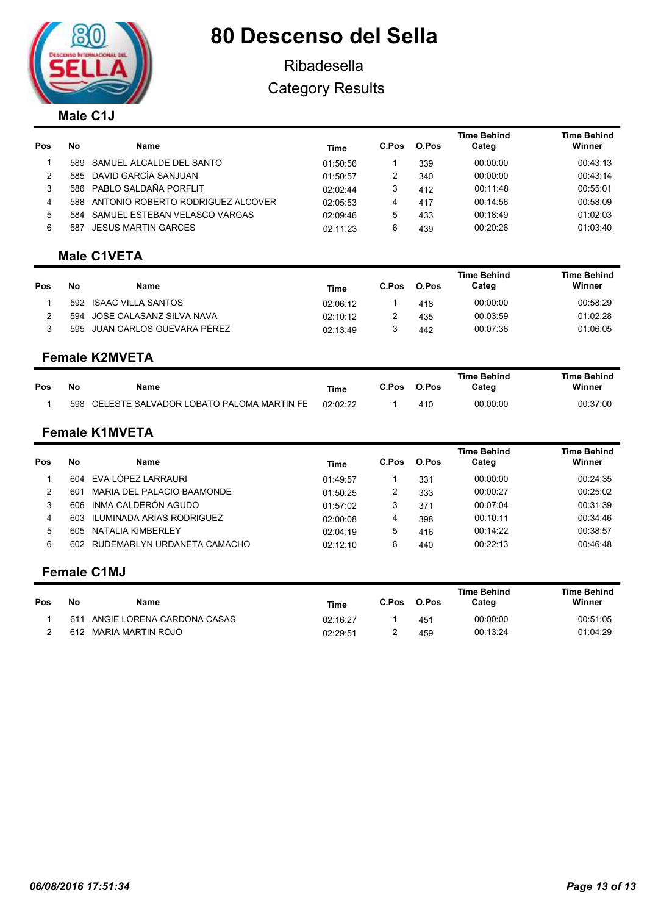# 80 Descenso del Sella

Ribadesella

Category Results

## Male C1J

| Pos | No | Name | Time | C.Pos | O.Pos | Time Behind Categ | Time Behind Winner |
|---|---|---|---|---|---|---|---|
| 1 | 589 | SAMUEL ALCALDE DEL SANTO | 01:50:56 | 1 | 339 | 00:00:00 | 00:43:13 |
| 2 | 585 | DAVID GARCÍA SANJUAN | 01:50:57 | 2 | 340 | 00:00:00 | 00:43:14 |
| 3 | 586 | PABLO SALDAÑA PORFLIT | 02:02:44 | 3 | 412 | 00:11:48 | 00:55:01 |
| 4 | 588 | ANTONIO ROBERTO RODRIGUEZ ALCOVER | 02:05:53 | 4 | 417 | 00:14:56 | 00:58:09 |
| 5 | 584 | SAMUEL ESTEBAN VELASCO VARGAS | 02:09:46 | 5 | 433 | 00:18:49 | 01:02:03 |
| 6 | 587 | JESUS MARTIN GARCES | 02:11:23 | 6 | 439 | 00:20:26 | 01:03:40 |

## Male C1VETA

| Pos | No | Name | Time | C.Pos | O.Pos | Time Behind Categ | Time Behind Winner |
|---|---|---|---|---|---|---|---|
| 1 | 592 | ISAAC VILLA SANTOS | 02:06:12 | 1 | 418 | 00:00:00 | 00:58:29 |
| 2 | 594 | JOSE CALASANZ SILVA NAVA | 02:10:12 | 2 | 435 | 00:03:59 | 01:02:28 |
| 3 | 595 | JUAN CARLOS GUEVARA PÉREZ | 02:13:49 | 3 | 442 | 00:07:36 | 01:06:05 |

## Female K2MVETA

| Pos | No | Name | Time | C.Pos | O.Pos | Time Behind Categ | Time Behind Winner |
|---|---|---|---|---|---|---|---|
| 1 | 598 | CELESTE SALVADOR LOBATO PALOMA MARTIN FE | 02:02:22 | 1 | 410 | 00:00:00 | 00:37:00 |

## Female K1MVETA

| Pos | No | Name | Time | C.Pos | O.Pos | Time Behind Categ | Time Behind Winner |
|---|---|---|---|---|---|---|---|
| 1 | 604 | EVA LÓPEZ LARRAURI | 01:49:57 | 1 | 331 | 00:00:00 | 00:24:35 |
| 2 | 601 | MARIA DEL PALACIO BAAMONDE | 01:50:25 | 2 | 333 | 00:00:27 | 00:25:02 |
| 3 | 606 | INMA CALDERÓN AGUDO | 01:57:02 | 3 | 371 | 00:07:04 | 00:31:39 |
| 4 | 603 | ILUMINADA ARIAS RODRIGUEZ | 02:00:08 | 4 | 398 | 00:10:11 | 00:34:46 |
| 5 | 605 | NATALIA KIMBERLEY | 02:04:19 | 5 | 416 | 00:14:22 | 00:38:57 |
| 6 | 602 | RUDEMARLYN URDANETA CAMACHO | 02:12:10 | 6 | 440 | 00:22:13 | 00:46:48 |

## Female C1MJ

| Pos | No | Name | Time | C.Pos | O.Pos | Time Behind Categ | Time Behind Winner |
|---|---|---|---|---|---|---|---|
| 1 | 611 | ANGIE LORENA CARDONA CASAS | 02:16:27 | 1 | 451 | 00:00:00 | 00:51:05 |
| 2 | 612 | MARIA MARTIN ROJO | 02:29:51 | 2 | 459 | 00:13:24 | 01:04:29 |

*06/08/2016 17:51:34*